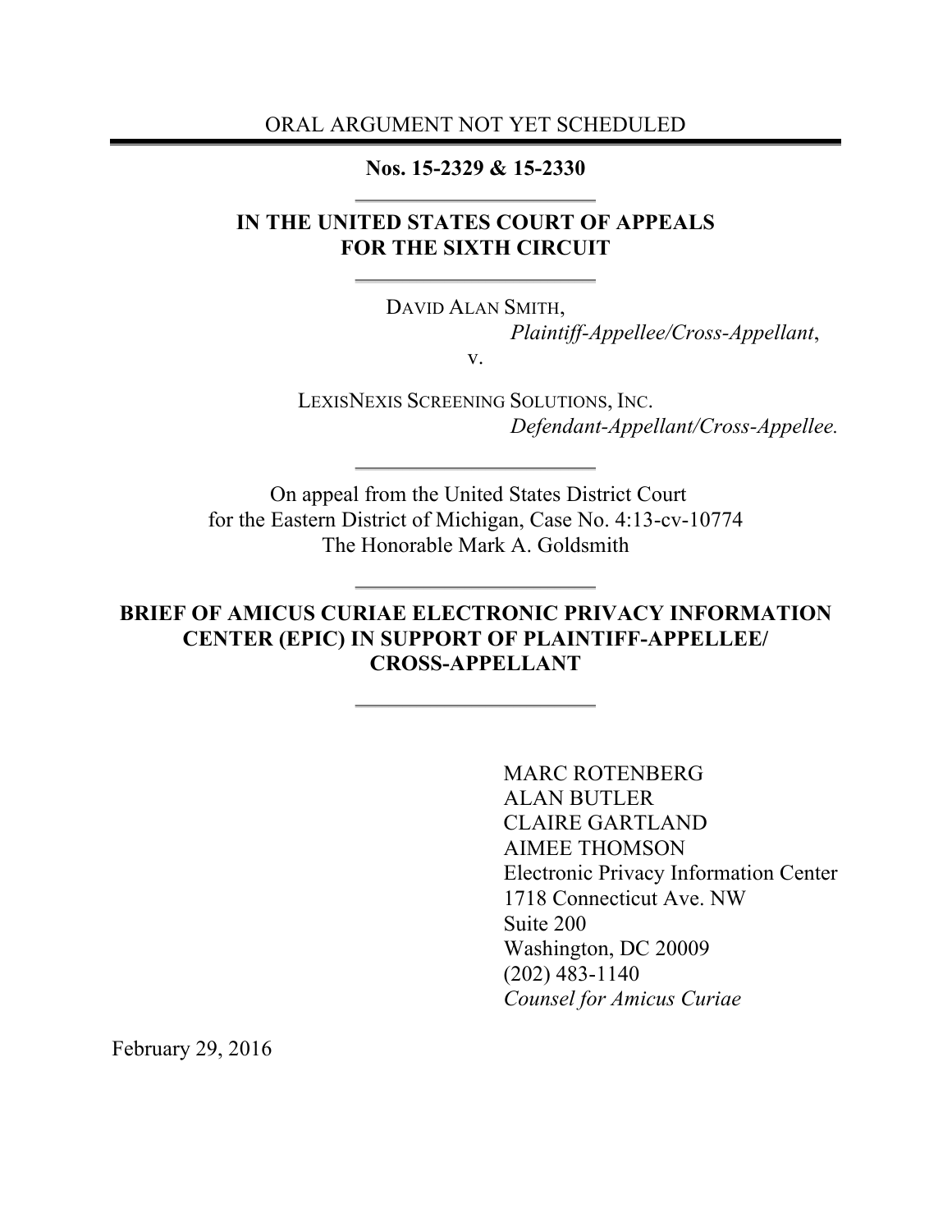ORAL ARGUMENT NOT YET SCHEDULED

**Nos. 15-2329 & 15-2330**

**IN THE UNITED STATES COURT OF APPEALS FOR THE SIXTH CIRCUIT**

DAVID ALAN SMITH,
*Plaintiff-Appellee/Cross-Appellant*,

v.

LEXISNEXIS SCREENING SOLUTIONS, INC.
*Defendant-Appellant/Cross-Appellee.*

On appeal from the United States District Court for the Eastern District of Michigan, Case No. 4:13-cv-10774
The Honorable Mark A. Goldsmith

**BRIEF OF AMICUS CURIAE ELECTRONIC PRIVACY INFORMATION CENTER (EPIC) IN SUPPORT OF PLAINTIFF-APPELLEE/ CROSS-APPELLANT**

MARC ROTENBERG
ALAN BUTLER
CLAIRE GARTLAND
AIMEE THOMSON
Electronic Privacy Information Center
1718 Connecticut Ave. NW
Suite 200
Washington, DC 20009
(202) 483-1140
*Counsel for Amicus Curiae*

February 29, 2016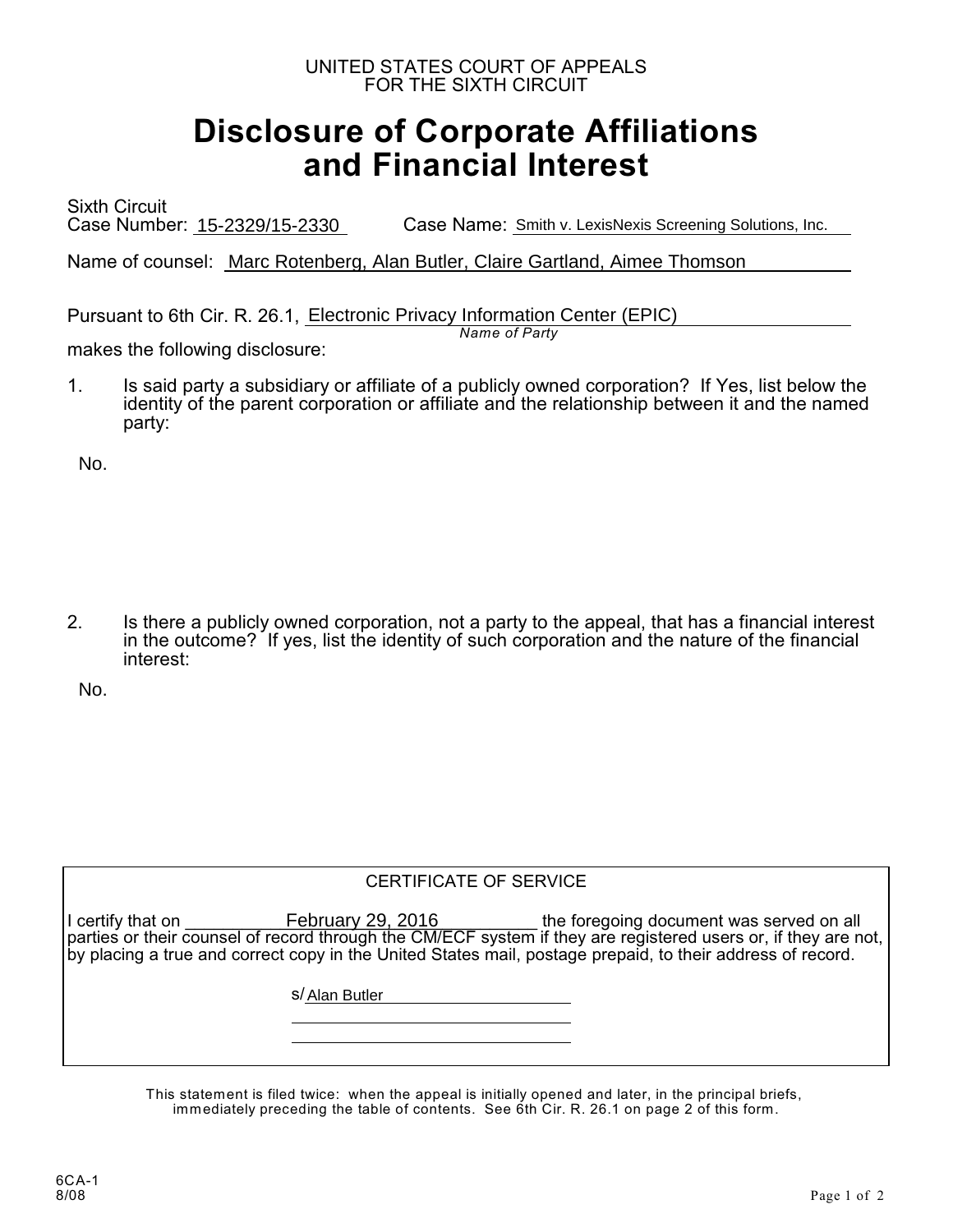UNITED STATES COURT OF APPEALS
FOR THE SIXTH CIRCUIT

# Disclosure of Corporate Affiliations and Financial Interest

Sixth Circuit
Case Number: 15-2329/15-2330 Case Name: Smith v. LexisNexis Screening Solutions, Inc.

Name of counsel: Marc Rotenberg, Alan Butler, Claire Gartland, Aimee Thomson

Pursuant to 6th Cir. R. 26.1, Electronic Privacy Information Center (EPIC)
*Name of Party*
makes the following disclosure:

1. Is said party a subsidiary or affiliate of a publicly owned corporation? If Yes, list below the identity of the parent corporation or affiliate and the relationship between it and the named party:

No.

2. Is there a publicly owned corporation, not a party to the appeal, that has a financial interest in the outcome? If yes, list the identity of such corporation and the nature of the financial interest:

No.

CERTIFICATE OF SERVICE

I certify that on February 29, 2016 the foregoing document was served on all parties or their counsel of record through the CM/ECF system if they are registered users or, if they are not, by placing a true and correct copy in the United States mail, postage prepaid, to their address of record.

s/ Alan Butler

This statement is filed twice: when the appeal is initially opened and later, in the principal briefs, immediately preceding the table of contents. See 6th Cir. R. 26.1 on page 2 of this form.

6CA-1
8/08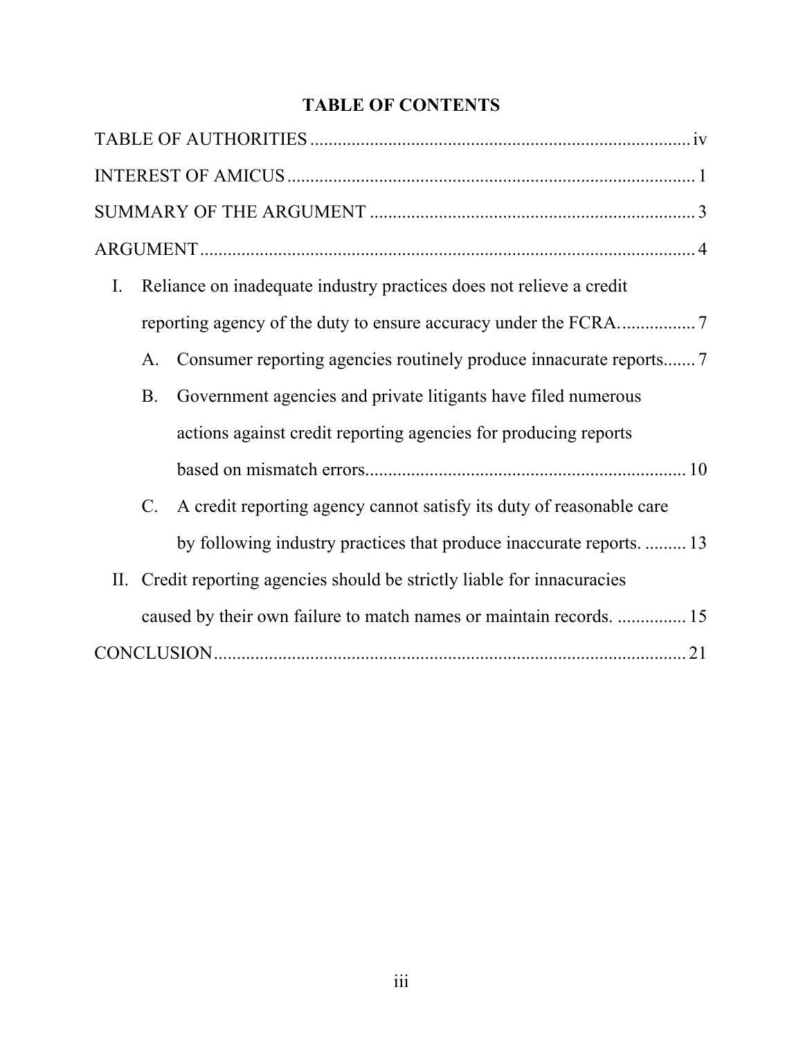# TABLE OF CONTENTS

TABLE OF AUTHORITIES ........................................................................ iv

INTEREST OF AMICUS ........................................................................ 1

SUMMARY OF THE ARGUMENT ........................................................................ 3

ARGUMENT ........................................................................ 4

- I. Reliance on inadequate industry practices does not relieve a credit reporting agency of the duty to ensure accuracy under the FCRA. ................ 7
  - A. Consumer reporting agencies routinely produce innacurate reports....... 7
  - B. Government agencies and private litigants have filed numerous actions against credit reporting agencies for producing reports based on mismatch errors........................................................................ 10
  - C. A credit reporting agency cannot satisfy its duty of reasonable care by following industry practices that produce inaccurate reports. ......... 13
- II. Credit reporting agencies should be strictly liable for innacuracies caused by their own failure to match names or maintain records. ............... 15

CONCLUSION ........................................................................ 21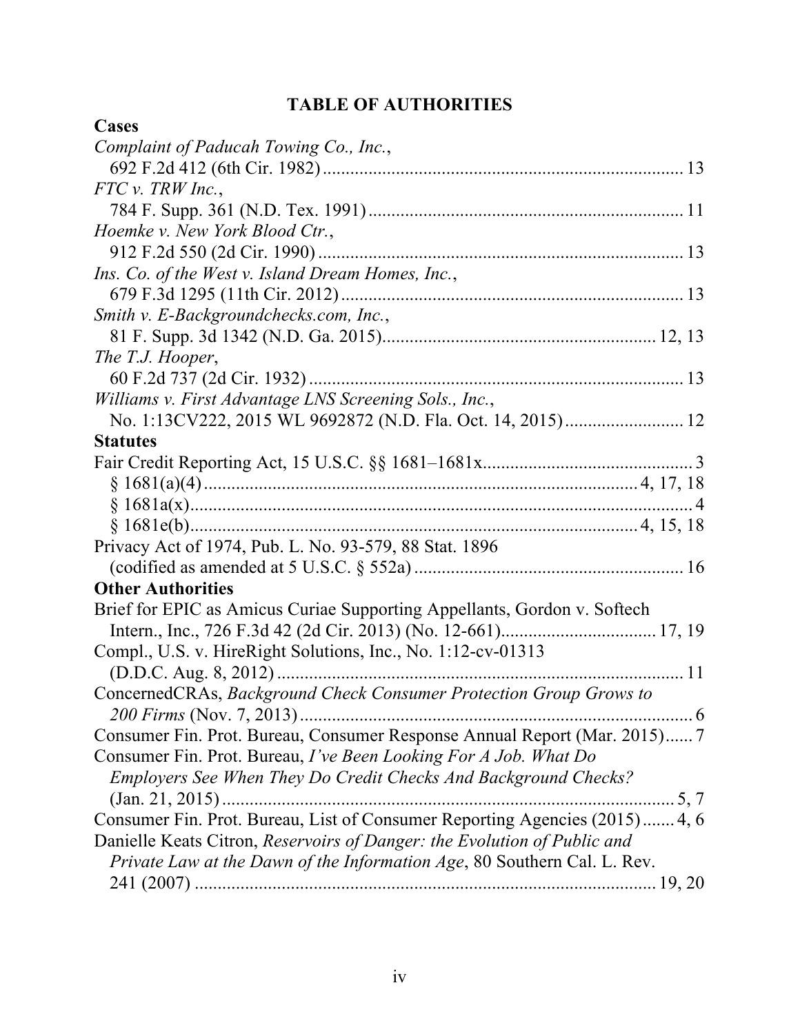# TABLE OF AUTHORITIES

**Cases**

*Complaint of Paducah Towing Co., Inc.*,
692 F.2d 412 (6th Cir. 1982) .......... 13

*FTC v. TRW Inc.*,
784 F. Supp. 361 (N.D. Tex. 1991) .......... 11

*Hoemke v. New York Blood Ctr.*,
912 F.2d 550 (2d Cir. 1990) .......... 13

*Ins. Co. of the West v. Island Dream Homes, Inc.*,
679 F.3d 1295 (11th Cir. 2012) .......... 13

*Smith v. E-Backgroundchecks.com, Inc.*,
81 F. Supp. 3d 1342 (N.D. Ga. 2015) .......... 12, 13

*The T.J. Hooper*,
60 F.2d 737 (2d Cir. 1932) .......... 13

*Williams v. First Advantage LNS Screening Sols., Inc.*,
No. 1:13CV222, 2015 WL 9692872 (N.D. Fla. Oct. 14, 2015) .......... 12

**Statutes**

Fair Credit Reporting Act, 15 U.S.C. §§ 1681–1681x .......... 3
§ 1681(a)(4) .......... 4, 17, 18
§ 1681a(x) .......... 4
§ 1681e(b) .......... 4, 15, 18

Privacy Act of 1974, Pub. L. No. 93-579, 88 Stat. 1896
(codified as amended at 5 U.S.C. § 552a) .......... 16

**Other Authorities**

Brief for EPIC as Amicus Curiae Supporting Appellants, Gordon v. Softech Intern., Inc., 726 F.3d 42 (2d Cir. 2013) (No. 12-661) .......... 17, 19

Compl., U.S. v. HireRight Solutions, Inc., No. 1:12-cv-01313 (D.D.C. Aug. 8, 2012) .......... 11

ConcernedCRAs, *Background Check Consumer Protection Group Grows to 200 Firms* (Nov. 7, 2013) .......... 6

Consumer Fin. Prot. Bureau, Consumer Response Annual Report (Mar. 2015) .......... 7

Consumer Fin. Prot. Bureau, *I've Been Looking For A Job. What Do Employers See When They Do Credit Checks And Background Checks?* (Jan. 21, 2015) .......... 5, 7

Consumer Fin. Prot. Bureau, List of Consumer Reporting Agencies (2015) .......... 4, 6

Danielle Keats Citron, *Reservoirs of Danger: the Evolution of Public and Private Law at the Dawn of the Information Age*, 80 Southern Cal. L. Rev. 241 (2007) .......... 19, 20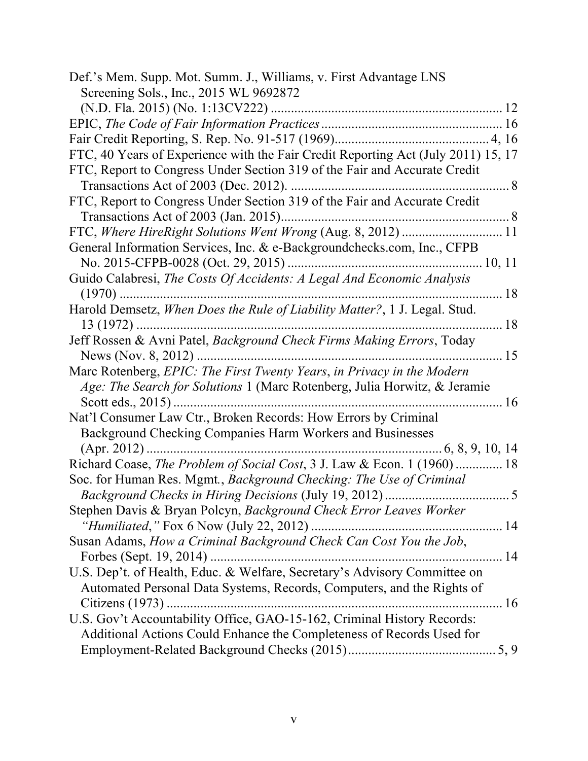Def.'s Mem. Supp. Mot. Summ. J., Williams, v. First Advantage LNS Screening Sols., Inc., 2015 WL 9692872 (N.D. Fla. 2015) (No. 1:13CV222) .................................................................... 12

EPIC, *The Code of Fair Information Practices* ..................................................... 16

Fair Credit Reporting, S. Rep. No. 91-517 (1969)............................................. 4, 16

FTC, 40 Years of Experience with the Fair Credit Reporting Act (July 2011) 15, 17

FTC, Report to Congress Under Section 319 of the Fair and Accurate Credit Transactions Act of 2003 (Dec. 2012). ................................................................. 8

FTC, Report to Congress Under Section 319 of the Fair and Accurate Credit Transactions Act of 2003 (Jan. 2015).................................................................... 8

FTC, *Where HireRight Solutions Went Wrong* (Aug. 8, 2012) ............................. 11

General Information Services, Inc. & e-Backgroundchecks.com, Inc., CFPB No. 2015-CFPB-0028 (Oct. 29, 2015) ......................................................... 10, 11

Guido Calabresi, *The Costs Of Accidents: A Legal And Economic Analysis* (1970) .................................................................................................... 18

Harold Demsetz, *When Does the Rule of Liability Matter?*, 1 J. Legal. Stud. 13 (1972) ............................................................................................. 18

Jeff Rossen & Avni Patel, *Background Check Firms Making Errors*, Today News (Nov. 8, 2012) ........................................................................................... 15

Marc Rotenberg, *EPIC: The First Twenty Years*, in *Privacy in the Modern Age: The Search for Solutions* 1 (Marc Rotenberg, Julia Horwitz, & Jeramie Scott eds., 2015) .................................................................................. 16

Nat'l Consumer Law Ctr., Broken Records: How Errors by Criminal Background Checking Companies Harm Workers and Businesses (Apr. 2012) ......................................................................................... 6, 8, 9, 10, 14

Richard Coase, *The Problem of Social Cost*, 3 J. Law & Econ. 1 (1960) ............. 18

Soc. for Human Res. Mgmt., *Background Checking: The Use of Criminal Background Checks in Hiring Decisions* (July 19, 2012) ..................................... 5

Stephen Davis & Bryan Polcyn, *Background Check Error Leaves Worker "Humiliated,"* Fox 6 Now (July 22, 2012) ......................................................... 14

Susan Adams, *How a Criminal Background Check Can Cost You the Job*, Forbes (Sept. 19, 2014) ....................................................................................... 14

U.S. Dep't. of Health, Educ. & Welfare, Secretary's Advisory Committee on Automated Personal Data Systems, Records, Computers, and the Rights of Citizens (1973) .................................................................................................... 16

U.S. Gov't Accountability Office, GAO-15-162, Criminal History Records: Additional Actions Could Enhance the Completeness of Records Used for Employment-Related Background Checks (2015)........................................... 5, 9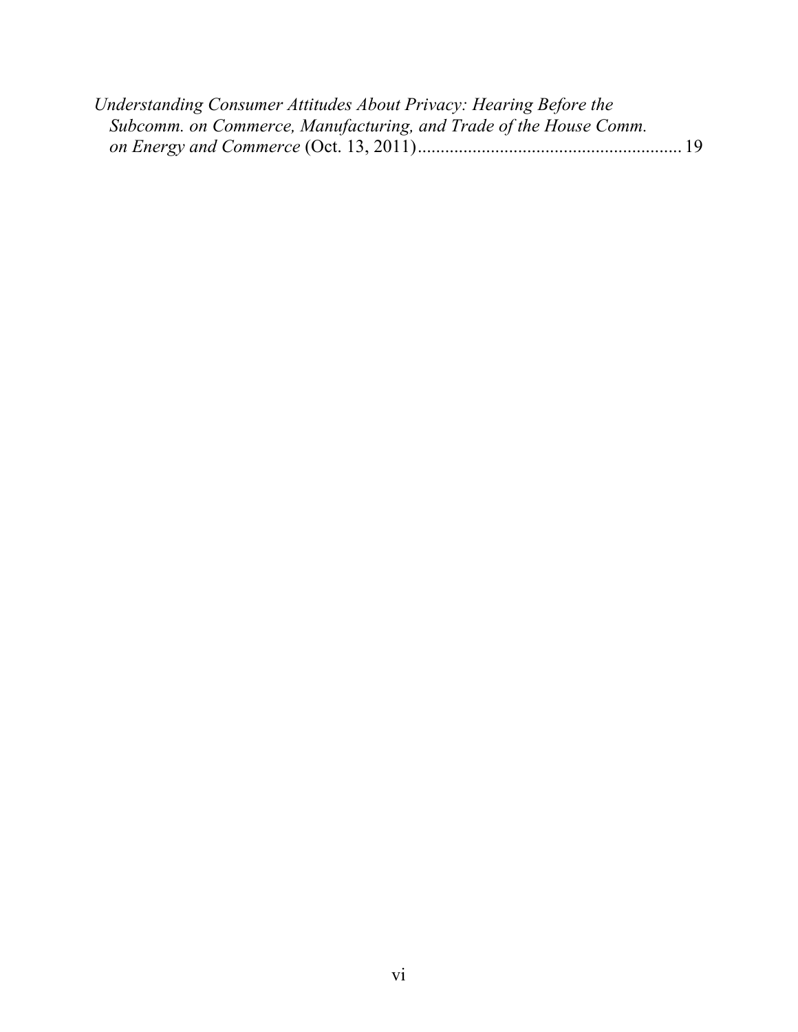*Understanding Consumer Attitudes About Privacy: Hearing Before the Subcomm. on Commerce, Manufacturing, and Trade of the House Comm. on Energy and Commerce* (Oct. 13, 2011)........................................................ 19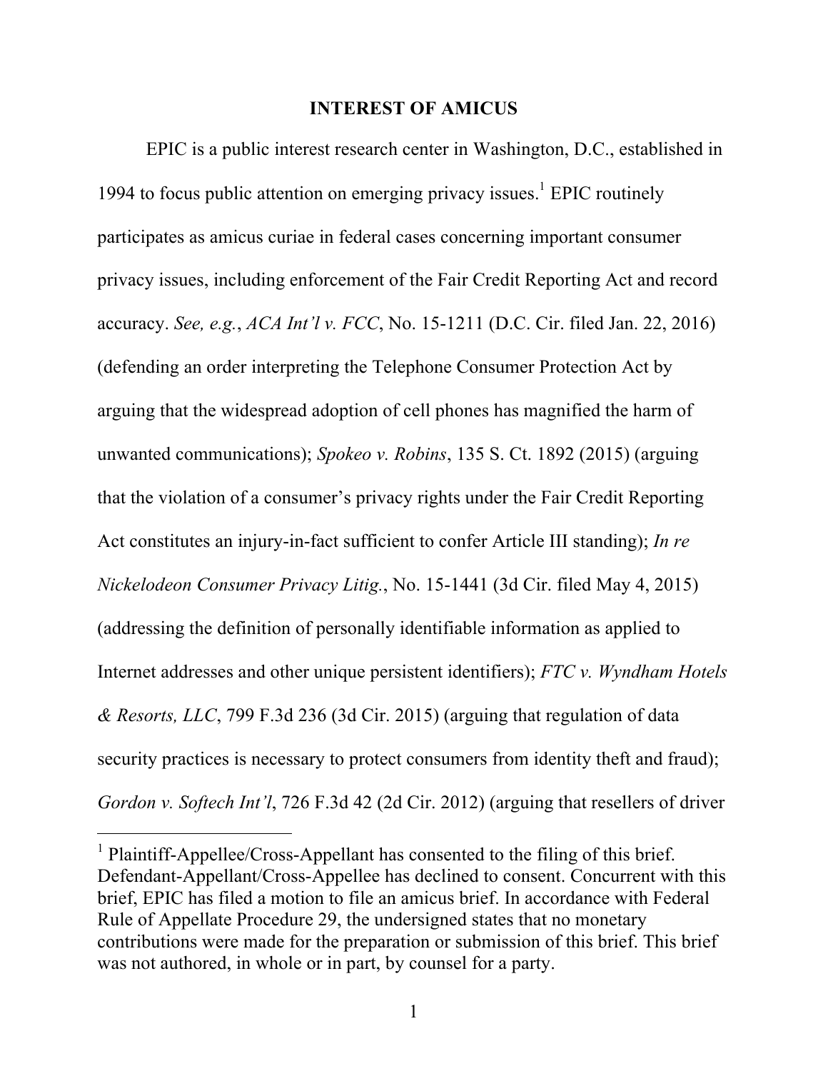## INTEREST OF AMICUS

EPIC is a public interest research center in Washington, D.C., established in 1994 to focus public attention on emerging privacy issues.[1] EPIC routinely participates as amicus curiae in federal cases concerning important consumer privacy issues, including enforcement of the Fair Credit Reporting Act and record accuracy. *See, e.g.*, *ACA Int'l v. FCC*, No. 15-1211 (D.C. Cir. filed Jan. 22, 2016) (defending an order interpreting the Telephone Consumer Protection Act by arguing that the widespread adoption of cell phones has magnified the harm of unwanted communications); *Spokeo v. Robins*, 135 S. Ct. 1892 (2015) (arguing that the violation of a consumer's privacy rights under the Fair Credit Reporting Act constitutes an injury-in-fact sufficient to confer Article III standing); *In re Nickelodeon Consumer Privacy Litig.*, No. 15-1441 (3d Cir. filed May 4, 2015) (addressing the definition of personally identifiable information as applied to Internet addresses and other unique persistent identifiers); *FTC v. Wyndham Hotels & Resorts, LLC*, 799 F.3d 236 (3d Cir. 2015) (arguing that regulation of data security practices is necessary to protect consumers from identity theft and fraud); *Gordon v. Softech Int'l*, 726 F.3d 42 (2d Cir. 2012) (arguing that resellers of driver

---

[1] Plaintiff-Appellee/Cross-Appellant has consented to the filing of this brief. Defendant-Appellant/Cross-Appellee has declined to consent. Concurrent with this brief, EPIC has filed a motion to file an amicus brief. In accordance with Federal Rule of Appellate Procedure 29, the undersigned states that no monetary contributions were made for the preparation or submission of this brief. This brief was not authored, in whole or in part, by counsel for a party.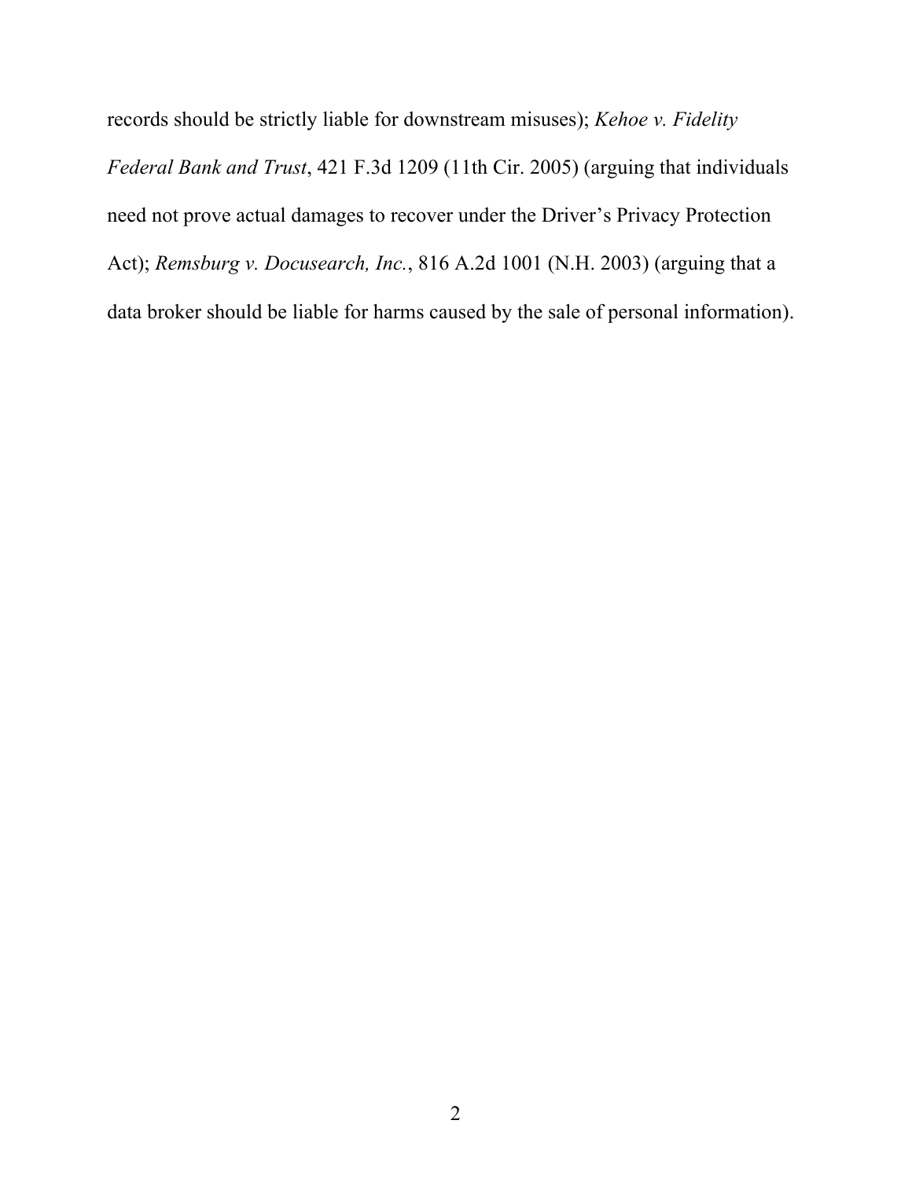records should be strictly liable for downstream misuses); *Kehoe v. Fidelity Federal Bank and Trust*, 421 F.3d 1209 (11th Cir. 2005) (arguing that individuals need not prove actual damages to recover under the Driver's Privacy Protection Act); *Remsburg v. Docusearch, Inc.*, 816 A.2d 1001 (N.H. 2003) (arguing that a data broker should be liable for harms caused by the sale of personal information).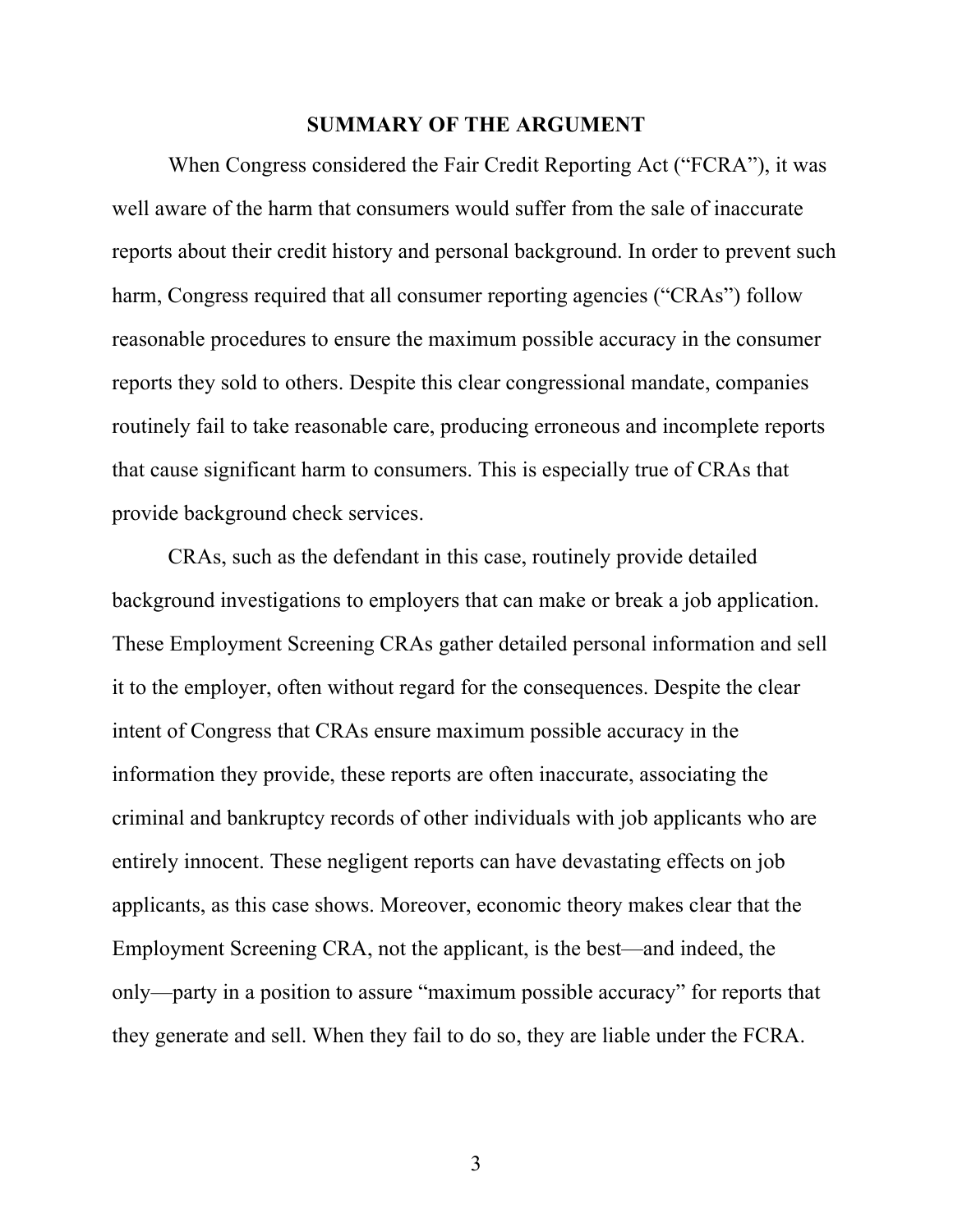## SUMMARY OF THE ARGUMENT

When Congress considered the Fair Credit Reporting Act ("FCRA"), it was well aware of the harm that consumers would suffer from the sale of inaccurate reports about their credit history and personal background. In order to prevent such harm, Congress required that all consumer reporting agencies ("CRAs") follow reasonable procedures to ensure the maximum possible accuracy in the consumer reports they sold to others. Despite this clear congressional mandate, companies routinely fail to take reasonable care, producing erroneous and incomplete reports that cause significant harm to consumers. This is especially true of CRAs that provide background check services.

CRAs, such as the defendant in this case, routinely provide detailed background investigations to employers that can make or break a job application. These Employment Screening CRAs gather detailed personal information and sell it to the employer, often without regard for the consequences. Despite the clear intent of Congress that CRAs ensure maximum possible accuracy in the information they provide, these reports are often inaccurate, associating the criminal and bankruptcy records of other individuals with job applicants who are entirely innocent. These negligent reports can have devastating effects on job applicants, as this case shows. Moreover, economic theory makes clear that the Employment Screening CRA, not the applicant, is the best—and indeed, the only—party in a position to assure "maximum possible accuracy" for reports that they generate and sell. When they fail to do so, they are liable under the FCRA.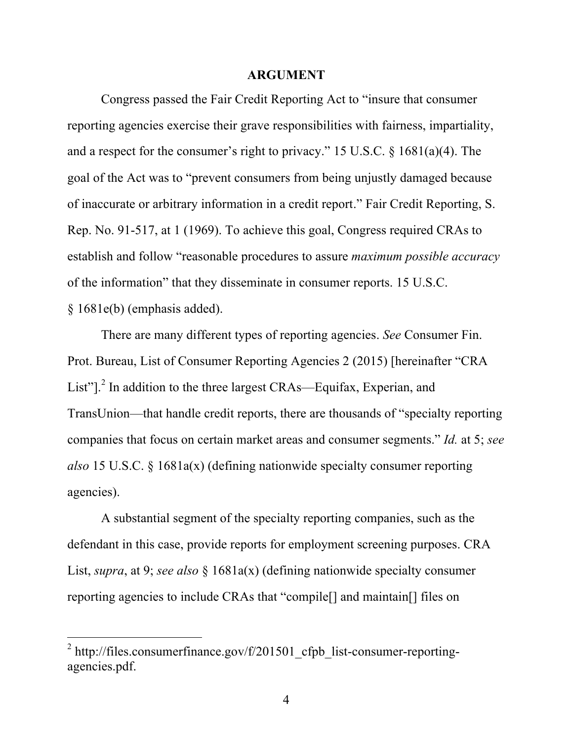## ARGUMENT

Congress passed the Fair Credit Reporting Act to "insure that consumer reporting agencies exercise their grave responsibilities with fairness, impartiality, and a respect for the consumer's right to privacy." 15 U.S.C. § 1681(a)(4). The goal of the Act was to "prevent consumers from being unjustly damaged because of inaccurate or arbitrary information in a credit report." Fair Credit Reporting, S. Rep. No. 91-517, at 1 (1969). To achieve this goal, Congress required CRAs to establish and follow "reasonable procedures to assure *maximum possible accuracy* of the information" that they disseminate in consumer reports. 15 U.S.C. § 1681e(b) (emphasis added).

There are many different types of reporting agencies. *See* Consumer Fin. Prot. Bureau, List of Consumer Reporting Agencies 2 (2015) [hereinafter "CRA List"].[2] In addition to the three largest CRAs—Equifax, Experian, and TransUnion—that handle credit reports, there are thousands of "specialty reporting companies that focus on certain market areas and consumer segments." *Id.* at 5; *see also* 15 U.S.C. § 1681a(x) (defining nationwide specialty consumer reporting agencies).

A substantial segment of the specialty reporting companies, such as the defendant in this case, provide reports for employment screening purposes. CRA List, *supra*, at 9; *see also* § 1681a(x) (defining nationwide specialty consumer reporting agencies to include CRAs that "compile[] and maintain[] files on

---

[2] http://files.consumerfinance.gov/f/201501_cfpb_list-consumer-reporting-agencies.pdf.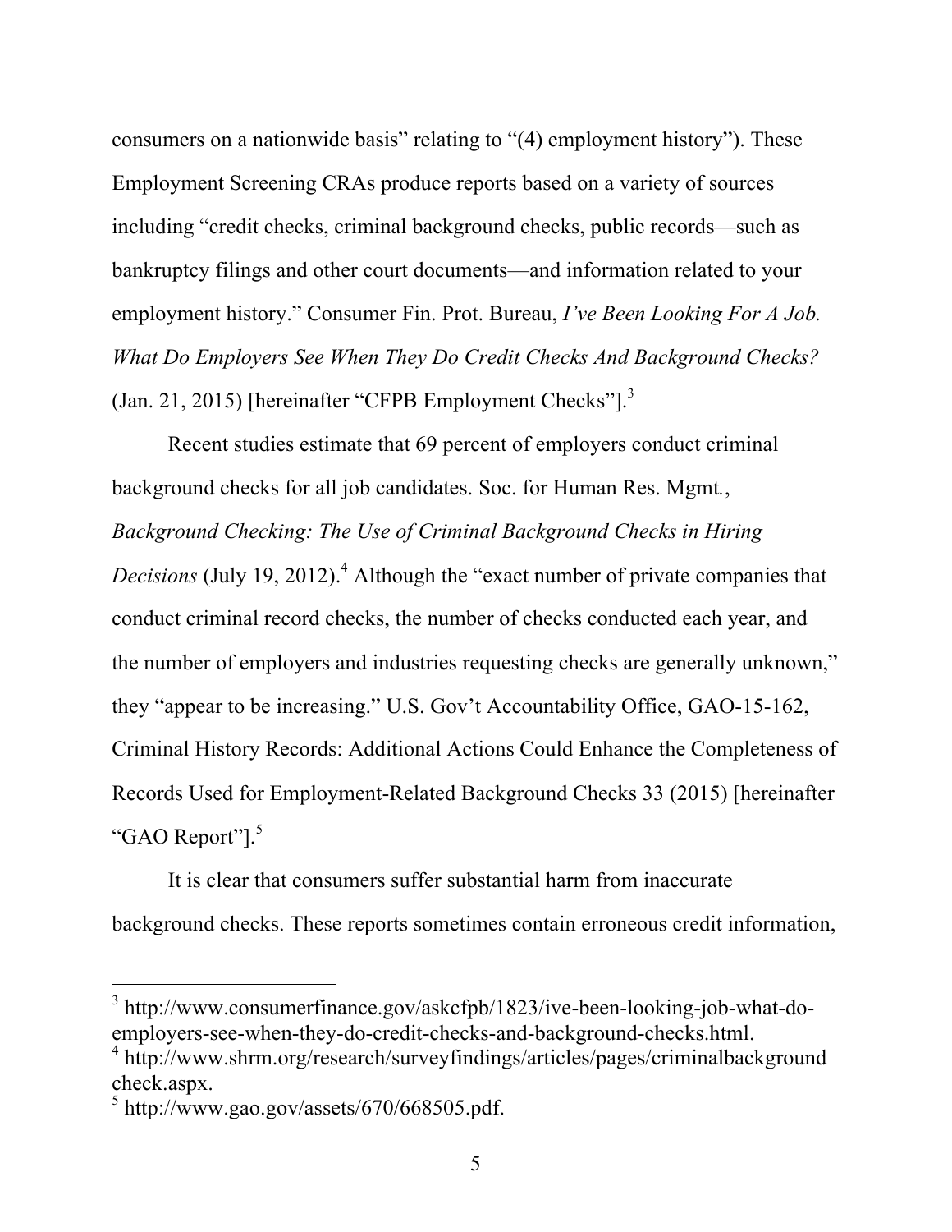consumers on a nationwide basis" relating to "(4) employment history"). These Employment Screening CRAs produce reports based on a variety of sources including "credit checks, criminal background checks, public records—such as bankruptcy filings and other court documents—and information related to your employment history." Consumer Fin. Prot. Bureau, *I've Been Looking For A Job. What Do Employers See When They Do Credit Checks And Background Checks?* (Jan. 21, 2015) [hereinafter "CFPB Employment Checks"].[3]

Recent studies estimate that 69 percent of employers conduct criminal background checks for all job candidates. Soc. for Human Res. Mgmt., *Background Checking: The Use of Criminal Background Checks in Hiring Decisions* (July 19, 2012).[4] Although the "exact number of private companies that conduct criminal record checks, the number of checks conducted each year, and the number of employers and industries requesting checks are generally unknown," they "appear to be increasing." U.S. Gov't Accountability Office, GAO-15-162, Criminal History Records: Additional Actions Could Enhance the Completeness of Records Used for Employment-Related Background Checks 33 (2015) [hereinafter "GAO Report"].[5]

It is clear that consumers suffer substantial harm from inaccurate background checks. These reports sometimes contain erroneous credit information,

---

[3] http://www.consumerfinance.gov/askcfpb/1823/ive-been-looking-job-what-do-employers-see-when-they-do-credit-checks-and-background-checks.html.

[4] http://www.shrm.org/research/surveyfindings/articles/pages/criminalbackgroundcheck.aspx.

[5] http://www.gao.gov/assets/670/668505.pdf.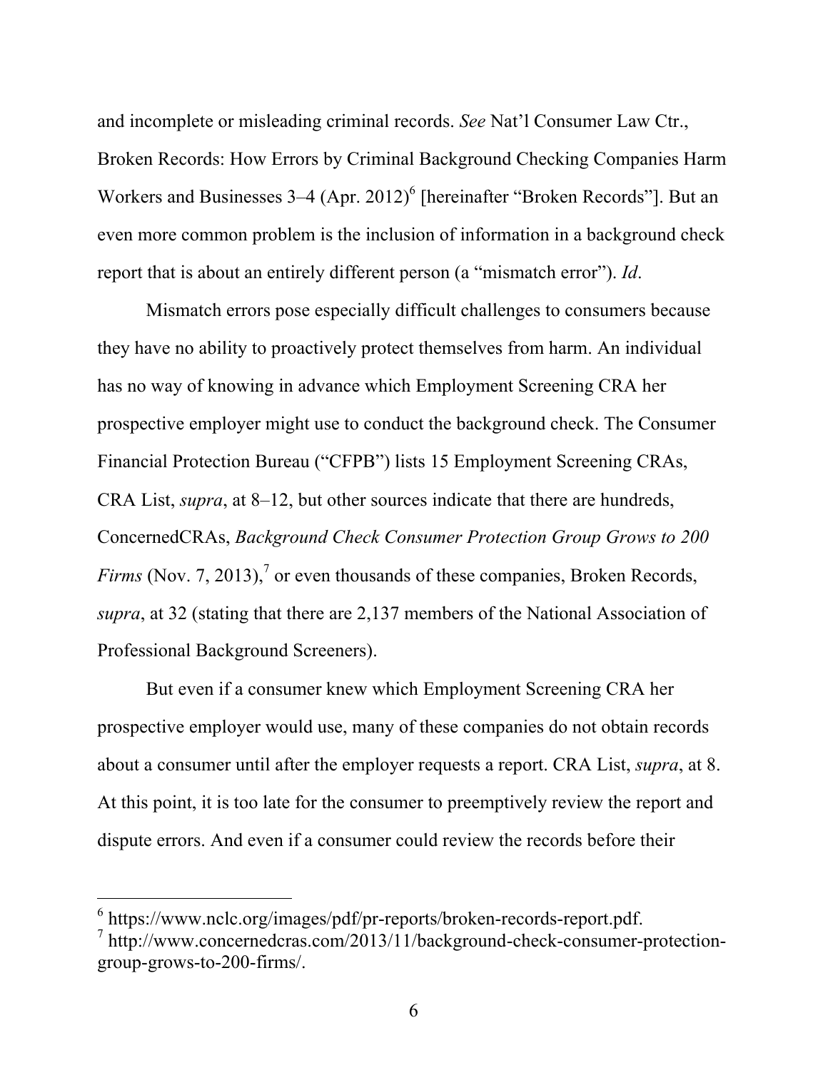and incomplete or misleading criminal records. *See* Nat'l Consumer Law Ctr., Broken Records: How Errors by Criminal Background Checking Companies Harm Workers and Businesses 3–4 (Apr. 2012)[6] [hereinafter "Broken Records"]. But an even more common problem is the inclusion of information in a background check report that is about an entirely different person (a "mismatch error"). *Id*.

Mismatch errors pose especially difficult challenges to consumers because they have no ability to proactively protect themselves from harm. An individual has no way of knowing in advance which Employment Screening CRA her prospective employer might use to conduct the background check. The Consumer Financial Protection Bureau ("CFPB") lists 15 Employment Screening CRAs, CRA List, *supra*, at 8–12, but other sources indicate that there are hundreds, ConcernedCRAs, *Background Check Consumer Protection Group Grows to 200 Firms* (Nov. 7, 2013),[7] or even thousands of these companies, Broken Records, *supra*, at 32 (stating that there are 2,137 members of the National Association of Professional Background Screeners).

But even if a consumer knew which Employment Screening CRA her prospective employer would use, many of these companies do not obtain records about a consumer until after the employer requests a report. CRA List, *supra*, at 8. At this point, it is too late for the consumer to preemptively review the report and dispute errors. And even if a consumer could review the records before their

---

[6] https://www.nclc.org/images/pdf/pr-reports/broken-records-report.pdf.

[7] http://www.concernedcras.com/2013/11/background-check-consumer-protection-group-grows-to-200-firms/.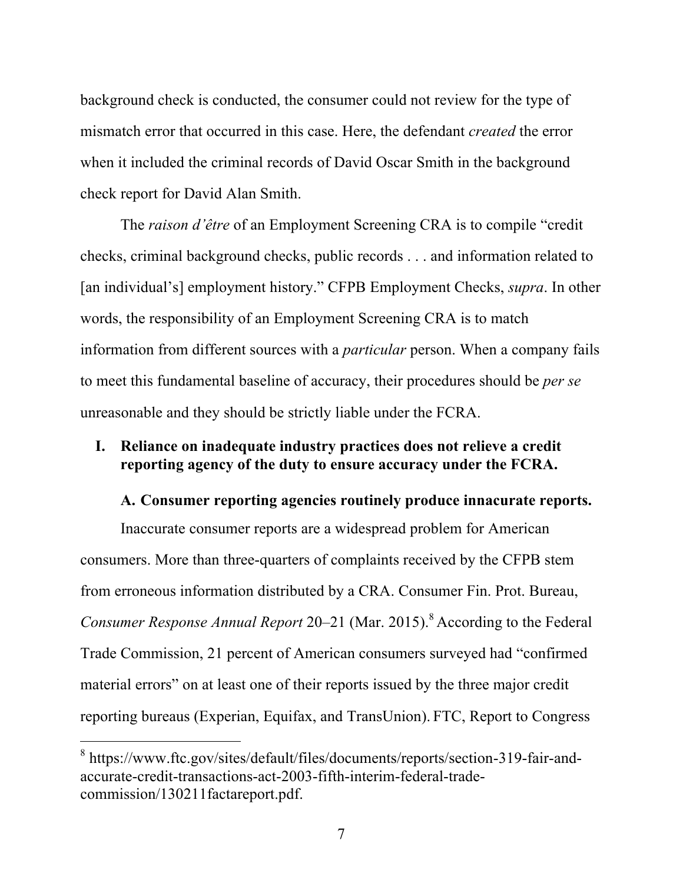background check is conducted, the consumer could not review for the type of mismatch error that occurred in this case. Here, the defendant *created* the error when it included the criminal records of David Oscar Smith in the background check report for David Alan Smith.

The *raison d'être* of an Employment Screening CRA is to compile "credit checks, criminal background checks, public records . . . and information related to [an individual's] employment history." CFPB Employment Checks, *supra*. In other words, the responsibility of an Employment Screening CRA is to match information from different sources with a *particular* person. When a company fails to meet this fundamental baseline of accuracy, their procedures should be *per se* unreasonable and they should be strictly liable under the FCRA.

## I. Reliance on inadequate industry practices does not relieve a credit reporting agency of the duty to ensure accuracy under the FCRA.

### A. Consumer reporting agencies routinely produce innacurate reports.

Inaccurate consumer reports are a widespread problem for American consumers. More than three-quarters of complaints received by the CFPB stem from erroneous information distributed by a CRA. Consumer Fin. Prot. Bureau, *Consumer Response Annual Report* 20–21 (Mar. 2015).[8] According to the Federal Trade Commission, 21 percent of American consumers surveyed had "confirmed material errors" on at least one of their reports issued by the three major credit reporting bureaus (Experian, Equifax, and TransUnion). FTC, Report to Congress

---

[8] https://www.ftc.gov/sites/default/files/documents/reports/section-319-fair-and-accurate-credit-transactions-act-2003-fifth-interim-federal-trade-commission/130211factareport.pdf.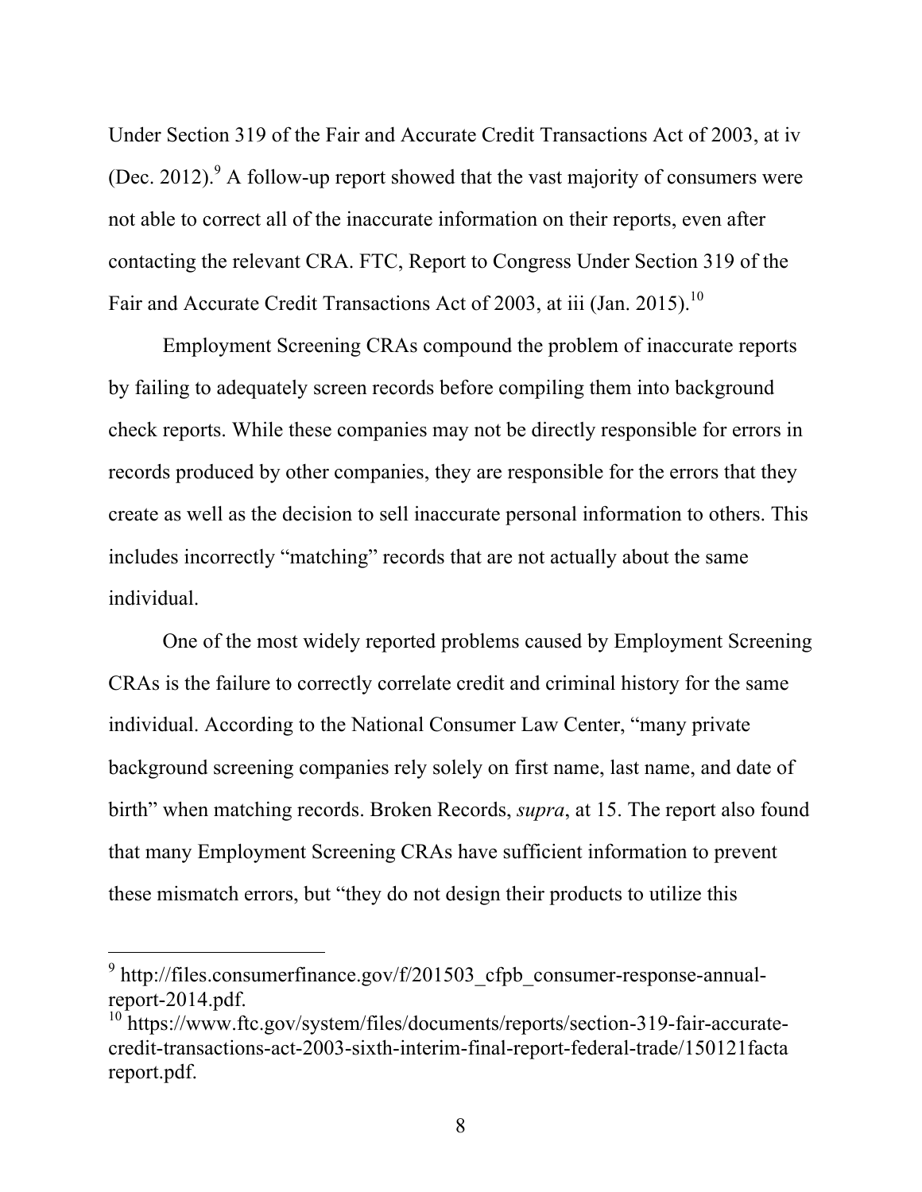Under Section 319 of the Fair and Accurate Credit Transactions Act of 2003, at iv (Dec. 2012).[9] A follow-up report showed that the vast majority of consumers were not able to correct all of the inaccurate information on their reports, even after contacting the relevant CRA. FTC, Report to Congress Under Section 319 of the Fair and Accurate Credit Transactions Act of 2003, at iii (Jan. 2015).[10]

Employment Screening CRAs compound the problem of inaccurate reports by failing to adequately screen records before compiling them into background check reports. While these companies may not be directly responsible for errors in records produced by other companies, they are responsible for the errors that they create as well as the decision to sell inaccurate personal information to others. This includes incorrectly "matching" records that are not actually about the same individual.

One of the most widely reported problems caused by Employment Screening CRAs is the failure to correctly correlate credit and criminal history for the same individual. According to the National Consumer Law Center, "many private background screening companies rely solely on first name, last name, and date of birth" when matching records. Broken Records, *supra*, at 15. The report also found that many Employment Screening CRAs have sufficient information to prevent these mismatch errors, but "they do not design their products to utilize this

---

[9] http://files.consumerfinance.gov/f/201503_cfpb_consumer-response-annual-report-2014.pdf.

[10] https://www.ftc.gov/system/files/documents/reports/section-319-fair-accurate-credit-transactions-act-2003-sixth-interim-final-report-federal-trade/150121factareport.pdf.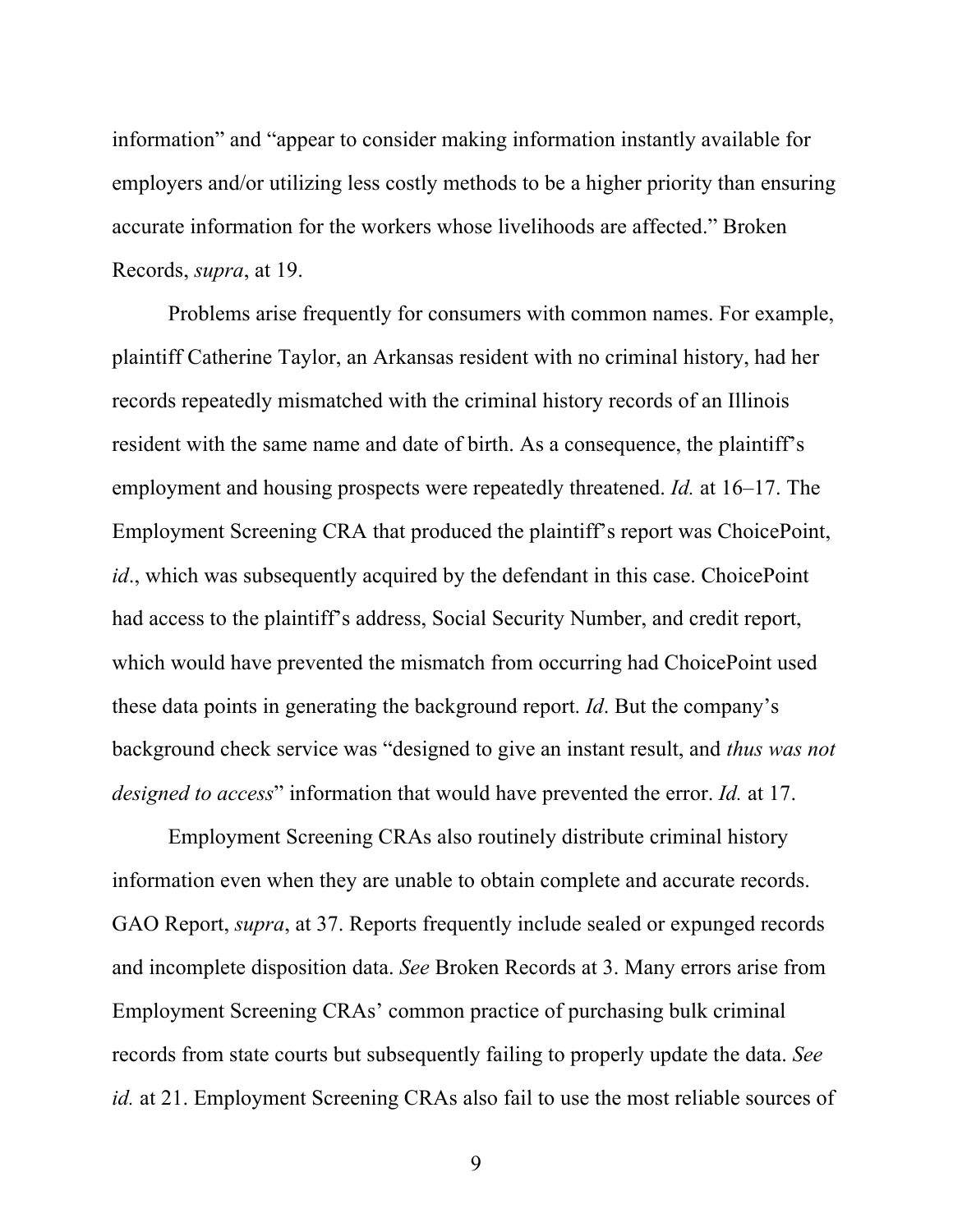information" and "appear to consider making information instantly available for employers and/or utilizing less costly methods to be a higher priority than ensuring accurate information for the workers whose livelihoods are affected." Broken Records, *supra*, at 19.

Problems arise frequently for consumers with common names. For example, plaintiff Catherine Taylor, an Arkansas resident with no criminal history, had her records repeatedly mismatched with the criminal history records of an Illinois resident with the same name and date of birth. As a consequence, the plaintiff's employment and housing prospects were repeatedly threatened. *Id.* at 16–17. The Employment Screening CRA that produced the plaintiff's report was ChoicePoint, *id*., which was subsequently acquired by the defendant in this case. ChoicePoint had access to the plaintiff's address, Social Security Number, and credit report, which would have prevented the mismatch from occurring had ChoicePoint used these data points in generating the background report. *Id*. But the company's background check service was "designed to give an instant result, and *thus was not designed to access*" information that would have prevented the error. *Id.* at 17.

Employment Screening CRAs also routinely distribute criminal history information even when they are unable to obtain complete and accurate records. GAO Report, *supra*, at 37. Reports frequently include sealed or expunged records and incomplete disposition data. *See* Broken Records at 3. Many errors arise from Employment Screening CRAs' common practice of purchasing bulk criminal records from state courts but subsequently failing to properly update the data. *See id.* at 21. Employment Screening CRAs also fail to use the most reliable sources of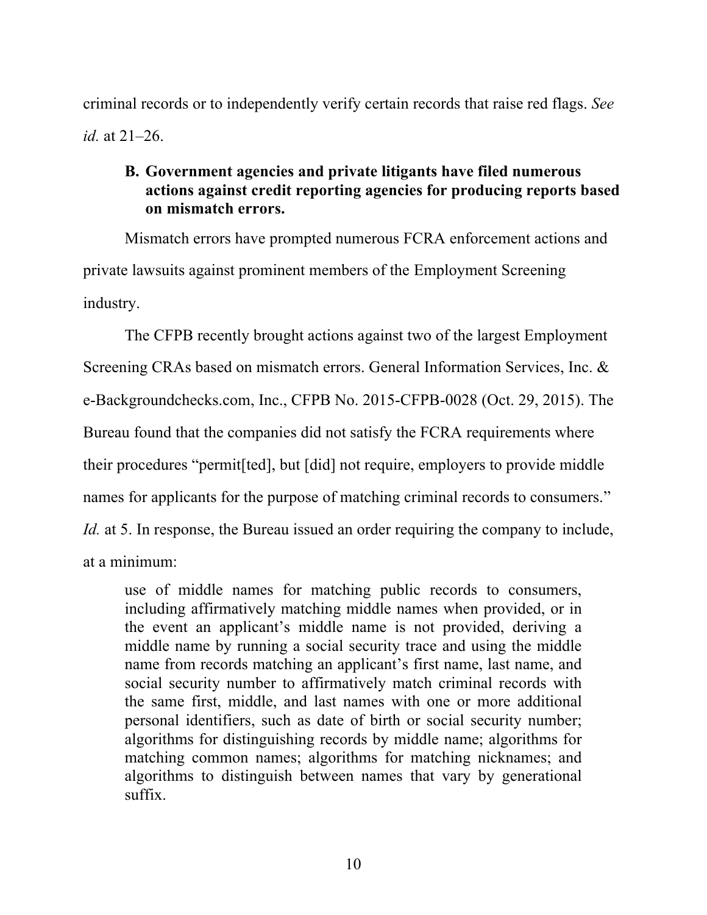criminal records or to independently verify certain records that raise red flags. *See id.* at 21–26.

### B. Government agencies and private litigants have filed numerous actions against credit reporting agencies for producing reports based on mismatch errors.

Mismatch errors have prompted numerous FCRA enforcement actions and private lawsuits against prominent members of the Employment Screening industry.

The CFPB recently brought actions against two of the largest Employment Screening CRAs based on mismatch errors. General Information Services, Inc. & e-Backgroundchecks.com, Inc., CFPB No. 2015-CFPB-0028 (Oct. 29, 2015). The Bureau found that the companies did not satisfy the FCRA requirements where their procedures "permit[ted], but [did] not require, employers to provide middle names for applicants for the purpose of matching criminal records to consumers." *Id.* at 5. In response, the Bureau issued an order requiring the company to include, at a minimum:

> use of middle names for matching public records to consumers, including affirmatively matching middle names when provided, or in the event an applicant's middle name is not provided, deriving a middle name by running a social security trace and using the middle name from records matching an applicant's first name, last name, and social security number to affirmatively match criminal records with the same first, middle, and last names with one or more additional personal identifiers, such as date of birth or social security number; algorithms for distinguishing records by middle name; algorithms for matching common names; algorithms for matching nicknames; and algorithms to distinguish between names that vary by generational suffix.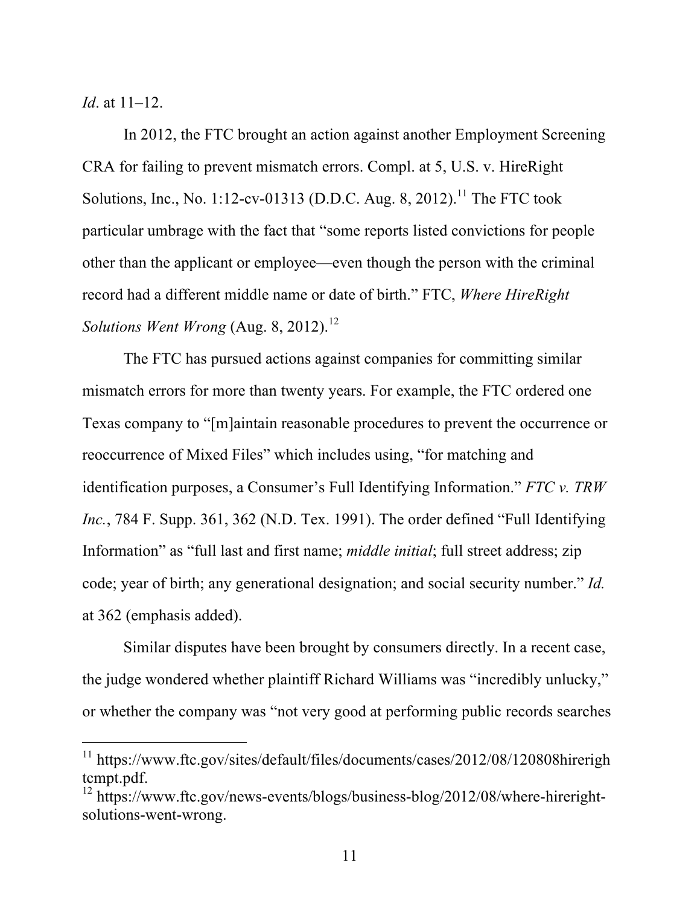*Id*. at 11–12.

In 2012, the FTC brought an action against another Employment Screening CRA for failing to prevent mismatch errors. Compl. at 5, U.S. v. HireRight Solutions, Inc., No. 1:12-cv-01313 (D.D.C. Aug. 8, 2012).[11] The FTC took particular umbrage with the fact that "some reports listed convictions for people other than the applicant or employee—even though the person with the criminal record had a different middle name or date of birth." FTC, *Where HireRight Solutions Went Wrong* (Aug. 8, 2012).[12]

The FTC has pursued actions against companies for committing similar mismatch errors for more than twenty years. For example, the FTC ordered one Texas company to "[m]aintain reasonable procedures to prevent the occurrence or reoccurrence of Mixed Files" which includes using, "for matching and identification purposes, a Consumer's Full Identifying Information." *FTC v. TRW Inc.*, 784 F. Supp. 361, 362 (N.D. Tex. 1991). The order defined "Full Identifying Information" as "full last and first name; *middle initial*; full street address; zip code; year of birth; any generational designation; and social security number." *Id.* at 362 (emphasis added).

Similar disputes have been brought by consumers directly. In a recent case, the judge wondered whether plaintiff Richard Williams was "incredibly unlucky," or whether the company was "not very good at performing public records searches

---

[11] https://www.ftc.gov/sites/default/files/documents/cases/2012/08/120808hirerightcmpt.pdf.

[12] https://www.ftc.gov/news-events/blogs/business-blog/2012/08/where-hireright-solutions-went-wrong.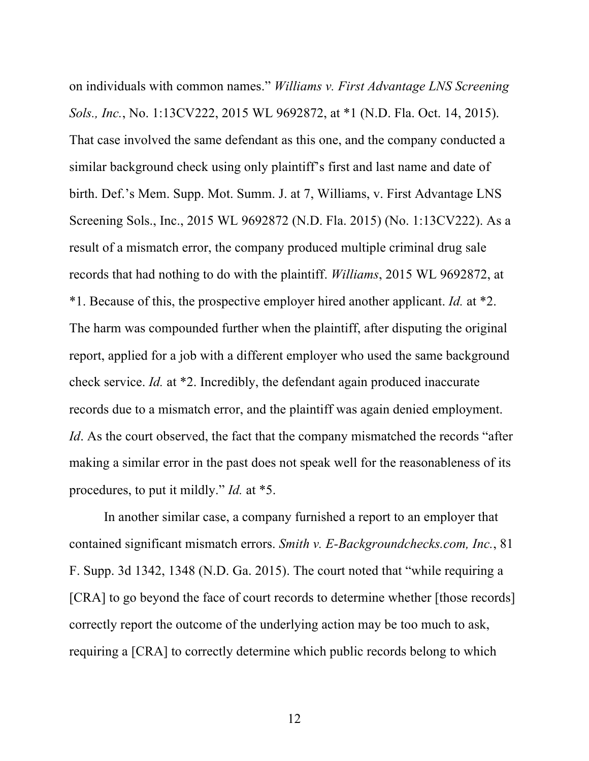on individuals with common names." *Williams v. First Advantage LNS Screening Sols., Inc.*, No. 1:13CV222, 2015 WL 9692872, at *1 (N.D. Fla. Oct. 14, 2015). That case involved the same defendant as this one, and the company conducted a similar background check using only plaintiff's first and last name and date of birth. Def.'s Mem. Supp. Mot. Summ. J. at 7, Williams, v. First Advantage LNS Screening Sols., Inc., 2015 WL 9692872 (N.D. Fla. 2015) (No. 1:13CV222). As a result of a mismatch error, the company produced multiple criminal drug sale records that had nothing to do with the plaintiff. *Williams*, 2015 WL 9692872, at *1. Because of this, the prospective employer hired another applicant. *Id.* at *2. The harm was compounded further when the plaintiff, after disputing the original report, applied for a job with a different employer who used the same background check service. *Id.* at *2. Incredibly, the defendant again produced inaccurate records due to a mismatch error, and the plaintiff was again denied employment. *Id*. As the court observed, the fact that the company mismatched the records "after making a similar error in the past does not speak well for the reasonableness of its procedures, to put it mildly." *Id.* at *5.

In another similar case, a company furnished a report to an employer that contained significant mismatch errors. *Smith v. E-Backgroundchecks.com, Inc.*, 81 F. Supp. 3d 1342, 1348 (N.D. Ga. 2015). The court noted that "while requiring a [CRA] to go beyond the face of court records to determine whether [those records] correctly report the outcome of the underlying action may be too much to ask, requiring a [CRA] to correctly determine which public records belong to which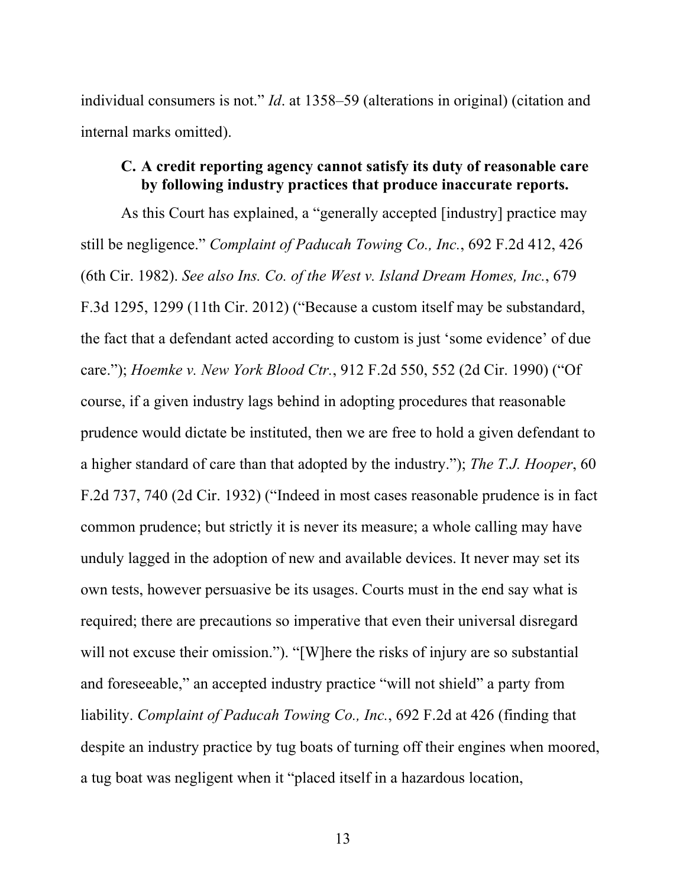individual consumers is not." *Id*. at 1358–59 (alterations in original) (citation and internal marks omitted).

### C. A credit reporting agency cannot satisfy its duty of reasonable care by following industry practices that produce inaccurate reports.

As this Court has explained, a "generally accepted [industry] practice may still be negligence." *Complaint of Paducah Towing Co., Inc.*, 692 F.2d 412, 426 (6th Cir. 1982). *See also Ins. Co. of the West v. Island Dream Homes, Inc.*, 679 F.3d 1295, 1299 (11th Cir. 2012) ("Because a custom itself may be substandard, the fact that a defendant acted according to custom is just 'some evidence' of due care."); *Hoemke v. New York Blood Ctr.*, 912 F.2d 550, 552 (2d Cir. 1990) ("Of course, if a given industry lags behind in adopting procedures that reasonable prudence would dictate be instituted, then we are free to hold a given defendant to a higher standard of care than that adopted by the industry."); *The T.J. Hooper*, 60 F.2d 737, 740 (2d Cir. 1932) ("Indeed in most cases reasonable prudence is in fact common prudence; but strictly it is never its measure; a whole calling may have unduly lagged in the adoption of new and available devices. It never may set its own tests, however persuasive be its usages. Courts must in the end say what is required; there are precautions so imperative that even their universal disregard will not excuse their omission."). "[W]here the risks of injury are so substantial and foreseeable," an accepted industry practice "will not shield" a party from liability. *Complaint of Paducah Towing Co., Inc.*, 692 F.2d at 426 (finding that despite an industry practice by tug boats of turning off their engines when moored, a tug boat was negligent when it "placed itself in a hazardous location,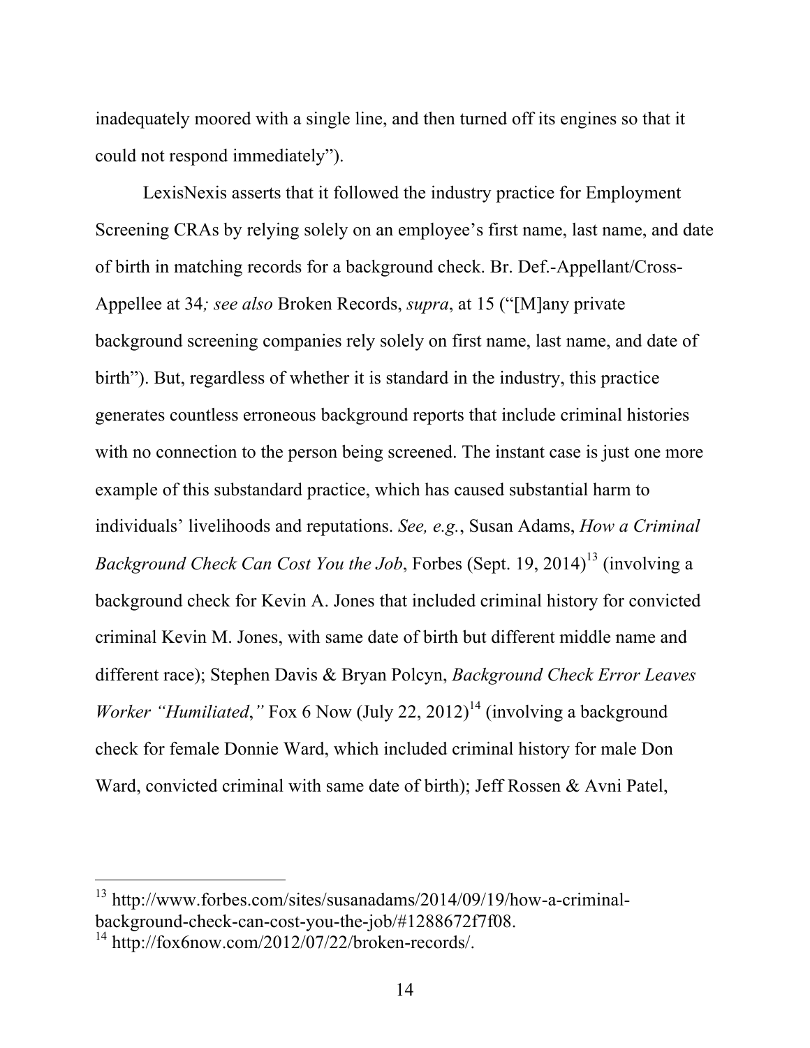inadequately moored with a single line, and then turned off its engines so that it could not respond immediately").

LexisNexis asserts that it followed the industry practice for Employment Screening CRAs by relying solely on an employee's first name, last name, and date of birth in matching records for a background check. Br. Def.-Appellant/Cross-Appellee at 34*; see also* Broken Records, *supra*, at 15 ("[M]any private background screening companies rely solely on first name, last name, and date of birth"). But, regardless of whether it is standard in the industry, this practice generates countless erroneous background reports that include criminal histories with no connection to the person being screened. The instant case is just one more example of this substandard practice, which has caused substantial harm to individuals' livelihoods and reputations. *See, e.g.*, Susan Adams, *How a Criminal Background Check Can Cost You the Job*, Forbes (Sept. 19, 2014)[13] (involving a background check for Kevin A. Jones that included criminal history for convicted criminal Kevin M. Jones, with same date of birth but different middle name and different race); Stephen Davis & Bryan Polcyn, *Background Check Error Leaves Worker "Humiliated*,*"* Fox 6 Now (July 22, 2012)[14] (involving a background check for female Donnie Ward, which included criminal history for male Don Ward, convicted criminal with same date of birth); Jeff Rossen & Avni Patel,

---

[13] http://www.forbes.com/sites/susanadams/2014/09/19/how-a-criminal-background-check-can-cost-you-the-job/#1288672f7f08.

[14] http://fox6now.com/2012/07/22/broken-records/.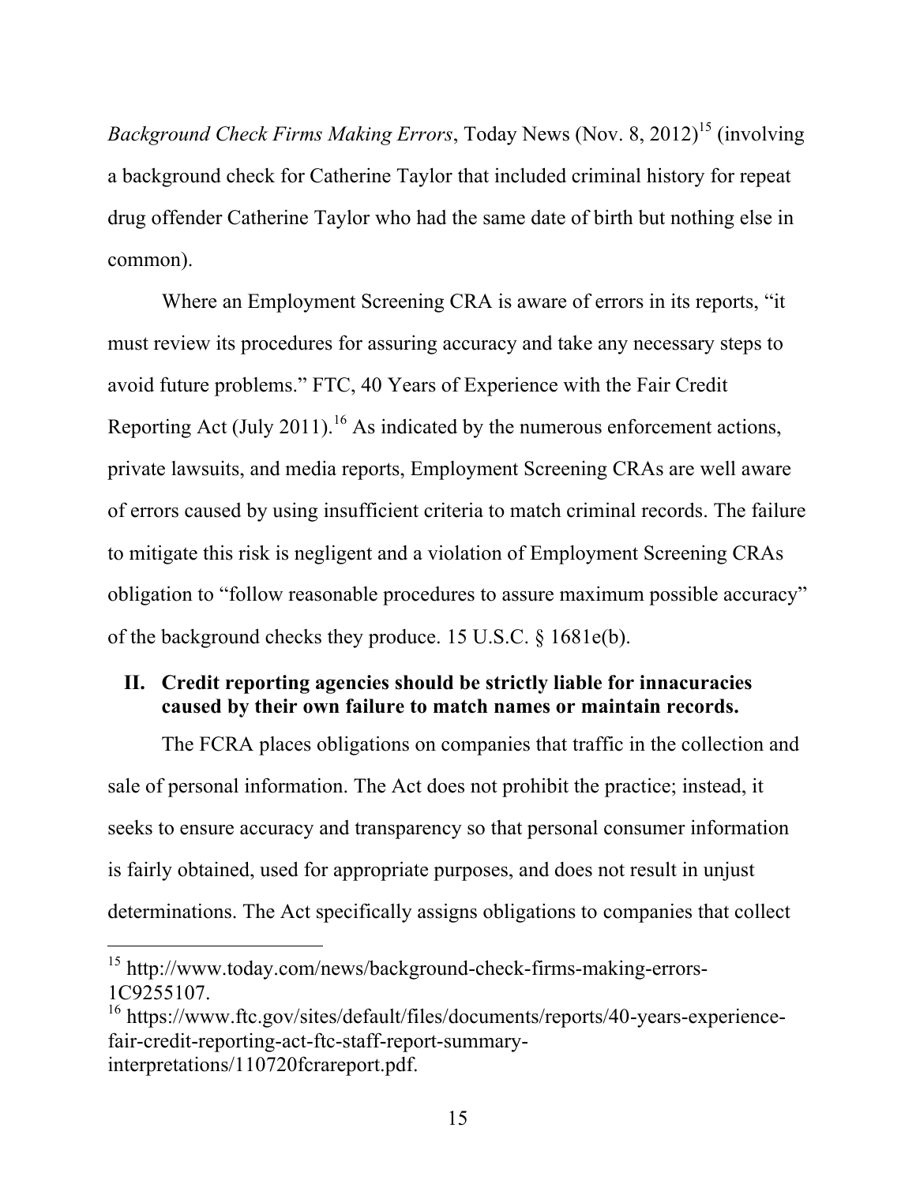*Background Check Firms Making Errors*, Today News (Nov. 8, 2012)[15] (involving a background check for Catherine Taylor that included criminal history for repeat drug offender Catherine Taylor who had the same date of birth but nothing else in common).

Where an Employment Screening CRA is aware of errors in its reports, "it must review its procedures for assuring accuracy and take any necessary steps to avoid future problems." FTC, 40 Years of Experience with the Fair Credit Reporting Act (July 2011).[16] As indicated by the numerous enforcement actions, private lawsuits, and media reports, Employment Screening CRAs are well aware of errors caused by using insufficient criteria to match criminal records. The failure to mitigate this risk is negligent and a violation of Employment Screening CRAs obligation to "follow reasonable procedures to assure maximum possible accuracy" of the background checks they produce. 15 U.S.C. § 1681e(b).

## II. Credit reporting agencies should be strictly liable for innacuracies caused by their own failure to match names or maintain records.

The FCRA places obligations on companies that traffic in the collection and sale of personal information. The Act does not prohibit the practice; instead, it seeks to ensure accuracy and transparency so that personal consumer information is fairly obtained, used for appropriate purposes, and does not result in unjust determinations. The Act specifically assigns obligations to companies that collect

---

[15] http://www.today.com/news/background-check-firms-making-errors-1C9255107.

[16] https://www.ftc.gov/sites/default/files/documents/reports/40-years-experience-fair-credit-reporting-act-ftc-staff-report-summary-interpretations/110720fcrareport.pdf.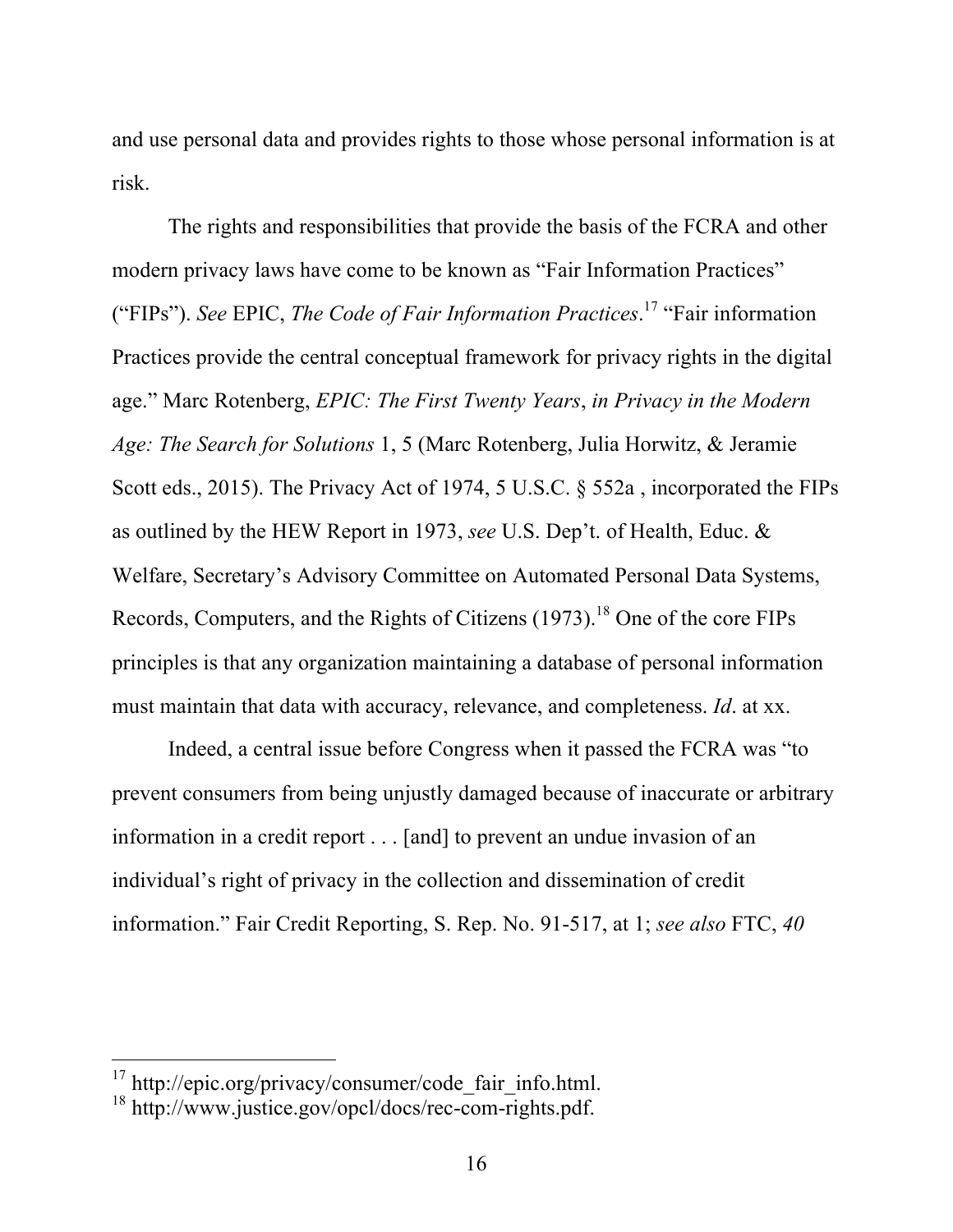and use personal data and provides rights to those whose personal information is at risk.

The rights and responsibilities that provide the basis of the FCRA and other modern privacy laws have come to be known as "Fair Information Practices" ("FIPs"). *See* EPIC, *The Code of Fair Information Practices*.[17] "Fair information Practices provide the central conceptual framework for privacy rights in the digital age." Marc Rotenberg, *EPIC: The First Twenty Years*, *in Privacy in the Modern Age: The Search for Solutions* 1, 5 (Marc Rotenberg, Julia Horwitz, & Jeramie Scott eds., 2015). The Privacy Act of 1974, 5 U.S.C. § 552a , incorporated the FIPs as outlined by the HEW Report in 1973, *see* U.S. Dep't. of Health, Educ. & Welfare, Secretary's Advisory Committee on Automated Personal Data Systems, Records, Computers, and the Rights of Citizens (1973).[18] One of the core FIPs principles is that any organization maintaining a database of personal information must maintain that data with accuracy, relevance, and completeness. *Id*. at xx.

Indeed, a central issue before Congress when it passed the FCRA was "to prevent consumers from being unjustly damaged because of inaccurate or arbitrary information in a credit report . . . [and] to prevent an undue invasion of an individual's right of privacy in the collection and dissemination of credit information." Fair Credit Reporting, S. Rep. No. 91-517, at 1; *see also* FTC, *40*

---

[17] http://epic.org/privacy/consumer/code_fair_info.html.

[18] http://www.justice.gov/opcl/docs/rec-com-rights.pdf.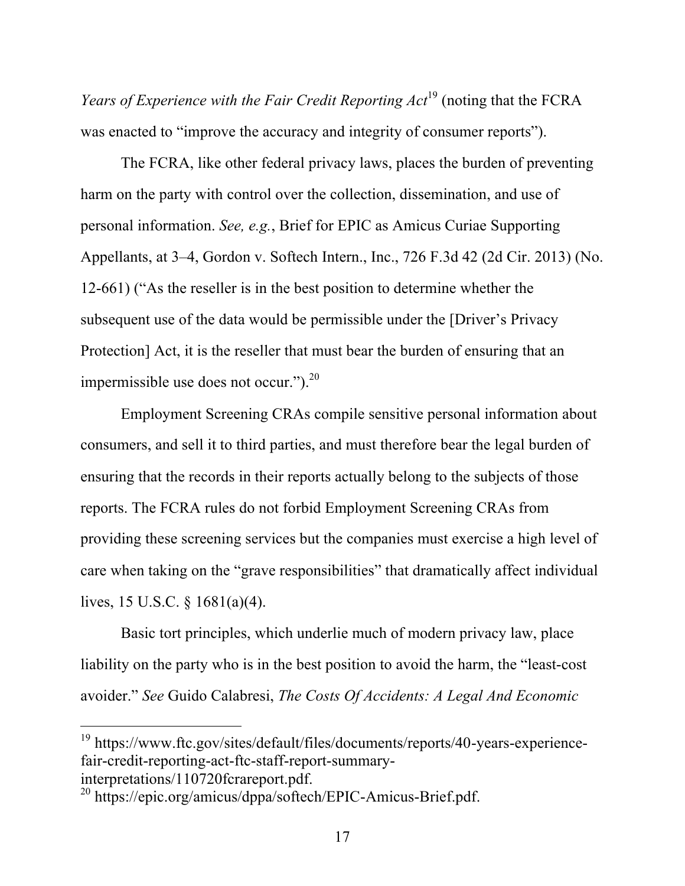*Years of Experience with the Fair Credit Reporting Act*[19] (noting that the FCRA was enacted to "improve the accuracy and integrity of consumer reports").

The FCRA, like other federal privacy laws, places the burden of preventing harm on the party with control over the collection, dissemination, and use of personal information. *See, e.g.*, Brief for EPIC as Amicus Curiae Supporting Appellants, at 3–4, Gordon v. Softech Intern., Inc., 726 F.3d 42 (2d Cir. 2013) (No. 12-661) ("As the reseller is in the best position to determine whether the subsequent use of the data would be permissible under the [Driver's Privacy Protection] Act, it is the reseller that must bear the burden of ensuring that an impermissible use does not occur.").[20]

Employment Screening CRAs compile sensitive personal information about consumers, and sell it to third parties, and must therefore bear the legal burden of ensuring that the records in their reports actually belong to the subjects of those reports. The FCRA rules do not forbid Employment Screening CRAs from providing these screening services but the companies must exercise a high level of care when taking on the "grave responsibilities" that dramatically affect individual lives, 15 U.S.C. § 1681(a)(4).

Basic tort principles, which underlie much of modern privacy law, place liability on the party who is in the best position to avoid the harm, the "least-cost avoider." *See* Guido Calabresi, *The Costs Of Accidents: A Legal And Economic*

---

[19] https://www.ftc.gov/sites/default/files/documents/reports/40-years-experience-fair-credit-reporting-act-ftc-staff-report-summary-interpretations/110720fcrareport.pdf.

[20] https://epic.org/amicus/dppa/softech/EPIC-Amicus-Brief.pdf.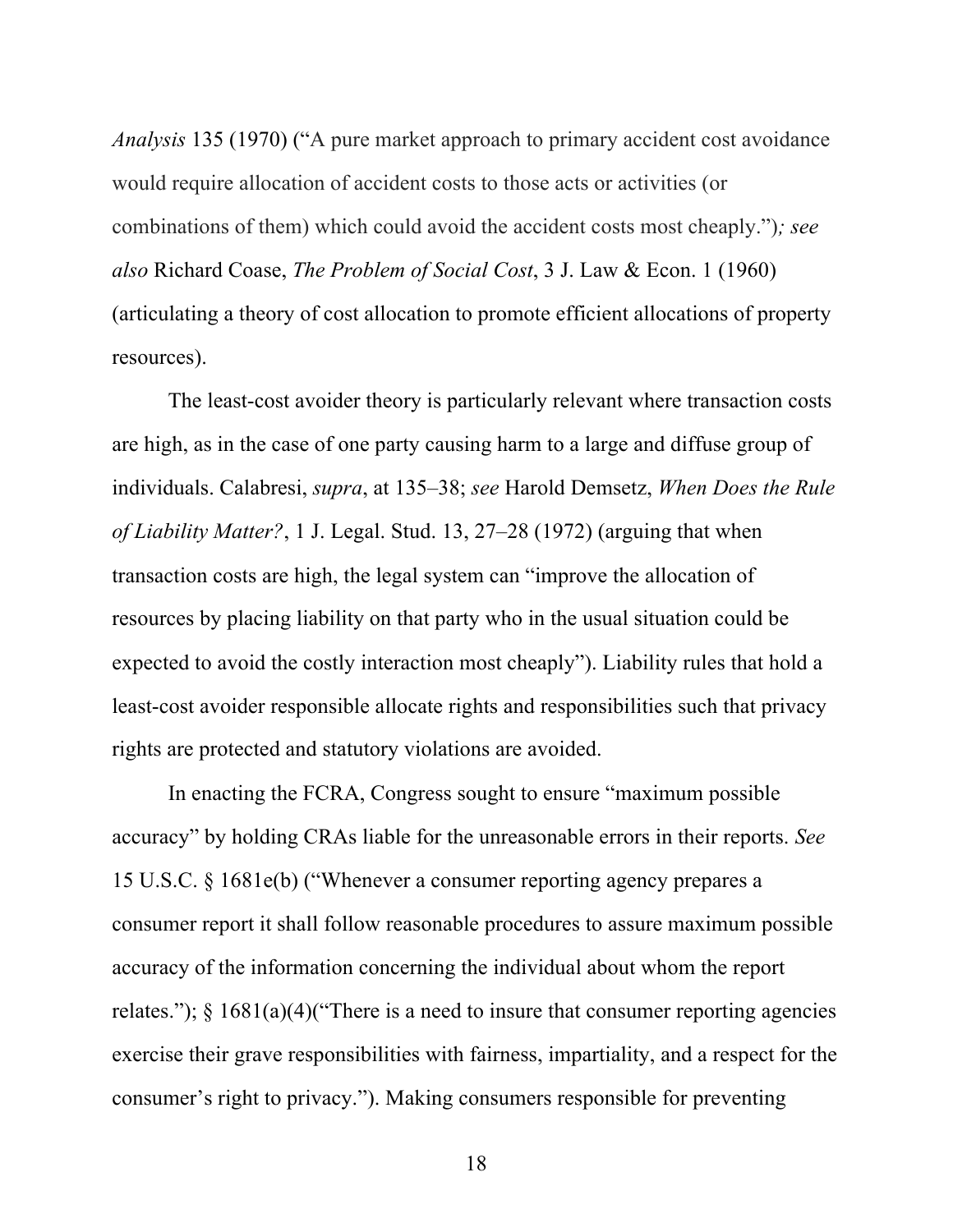*Analysis* 135 (1970) ("A pure market approach to primary accident cost avoidance would require allocation of accident costs to those acts or activities (or combinations of them) which could avoid the accident costs most cheaply.")*; see also* Richard Coase, *The Problem of Social Cost*, 3 J. Law & Econ. 1 (1960) (articulating a theory of cost allocation to promote efficient allocations of property resources).

The least-cost avoider theory is particularly relevant where transaction costs are high, as in the case of one party causing harm to a large and diffuse group of individuals. Calabresi, *supra*, at 135–38; *see* Harold Demsetz, *When Does the Rule of Liability Matter?*, 1 J. Legal. Stud. 13, 27–28 (1972) (arguing that when transaction costs are high, the legal system can "improve the allocation of resources by placing liability on that party who in the usual situation could be expected to avoid the costly interaction most cheaply"). Liability rules that hold a least-cost avoider responsible allocate rights and responsibilities such that privacy rights are protected and statutory violations are avoided.

In enacting the FCRA, Congress sought to ensure "maximum possible accuracy" by holding CRAs liable for the unreasonable errors in their reports. *See* 15 U.S.C. § 1681e(b) ("Whenever a consumer reporting agency prepares a consumer report it shall follow reasonable procedures to assure maximum possible accuracy of the information concerning the individual about whom the report relates."); § 1681(a)(4)("There is a need to insure that consumer reporting agencies exercise their grave responsibilities with fairness, impartiality, and a respect for the consumer's right to privacy."). Making consumers responsible for preventing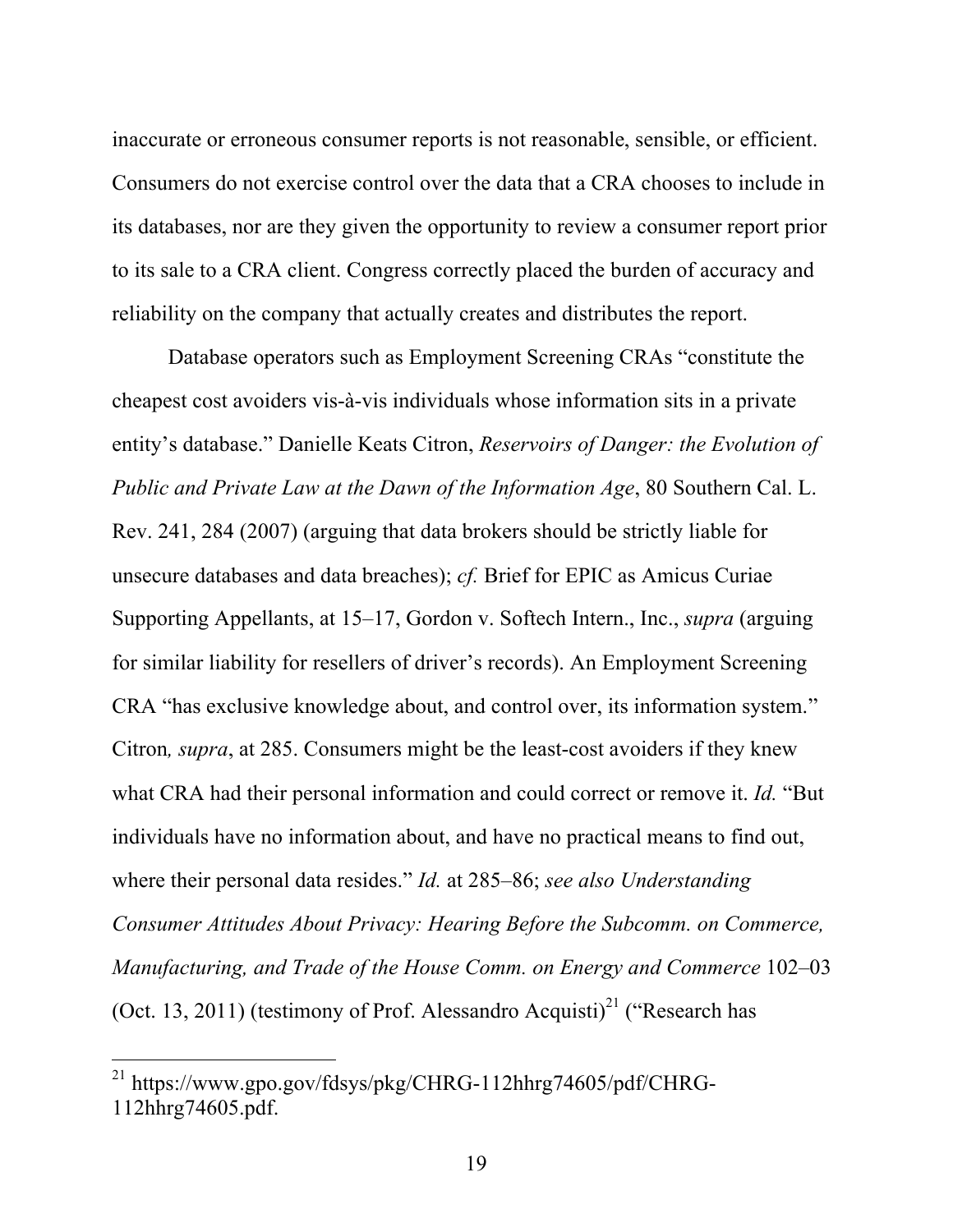inaccurate or erroneous consumer reports is not reasonable, sensible, or efficient. Consumers do not exercise control over the data that a CRA chooses to include in its databases, nor are they given the opportunity to review a consumer report prior to its sale to a CRA client. Congress correctly placed the burden of accuracy and reliability on the company that actually creates and distributes the report.

Database operators such as Employment Screening CRAs "constitute the cheapest cost avoiders vis-à-vis individuals whose information sits in a private entity's database." Danielle Keats Citron, *Reservoirs of Danger: the Evolution of Public and Private Law at the Dawn of the Information Age*, 80 Southern Cal. L. Rev. 241, 284 (2007) (arguing that data brokers should be strictly liable for unsecure databases and data breaches); *cf.* Brief for EPIC as Amicus Curiae Supporting Appellants, at 15–17, Gordon v. Softech Intern., Inc., *supra* (arguing for similar liability for resellers of driver's records). An Employment Screening CRA "has exclusive knowledge about, and control over, its information system." Citron*, supra*, at 285. Consumers might be the least-cost avoiders if they knew what CRA had their personal information and could correct or remove it. *Id.* "But individuals have no information about, and have no practical means to find out, where their personal data resides." *Id.* at 285–86; *see also Understanding Consumer Attitudes About Privacy: Hearing Before the Subcomm. on Commerce, Manufacturing, and Trade of the House Comm. on Energy and Commerce* 102–03 (Oct. 13, 2011) (testimony of Prof. Alessandro Acquisti)[21] ("Research has

[21] https://www.gpo.gov/fdsys/pkg/CHRG-112hhrg74605/pdf/CHRG-112hhrg74605.pdf.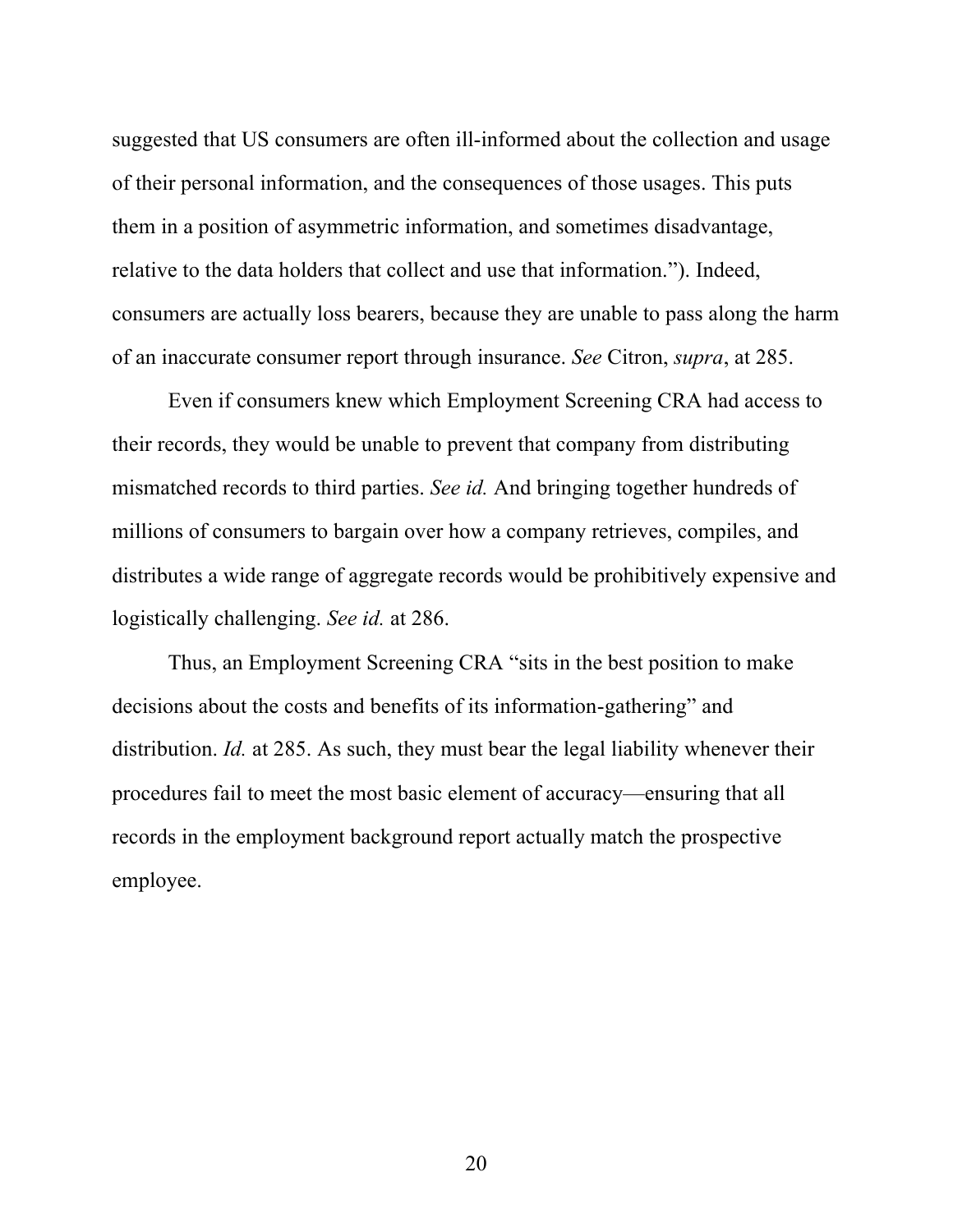suggested that US consumers are often ill-informed about the collection and usage of their personal information, and the consequences of those usages. This puts them in a position of asymmetric information, and sometimes disadvantage, relative to the data holders that collect and use that information."). Indeed, consumers are actually loss bearers, because they are unable to pass along the harm of an inaccurate consumer report through insurance. *See* Citron, *supra*, at 285.

Even if consumers knew which Employment Screening CRA had access to their records, they would be unable to prevent that company from distributing mismatched records to third parties. *See id.* And bringing together hundreds of millions of consumers to bargain over how a company retrieves, compiles, and distributes a wide range of aggregate records would be prohibitively expensive and logistically challenging. *See id.* at 286.

Thus, an Employment Screening CRA "sits in the best position to make decisions about the costs and benefits of its information-gathering" and distribution. *Id.* at 285. As such, they must bear the legal liability whenever their procedures fail to meet the most basic element of accuracy—ensuring that all records in the employment background report actually match the prospective employee.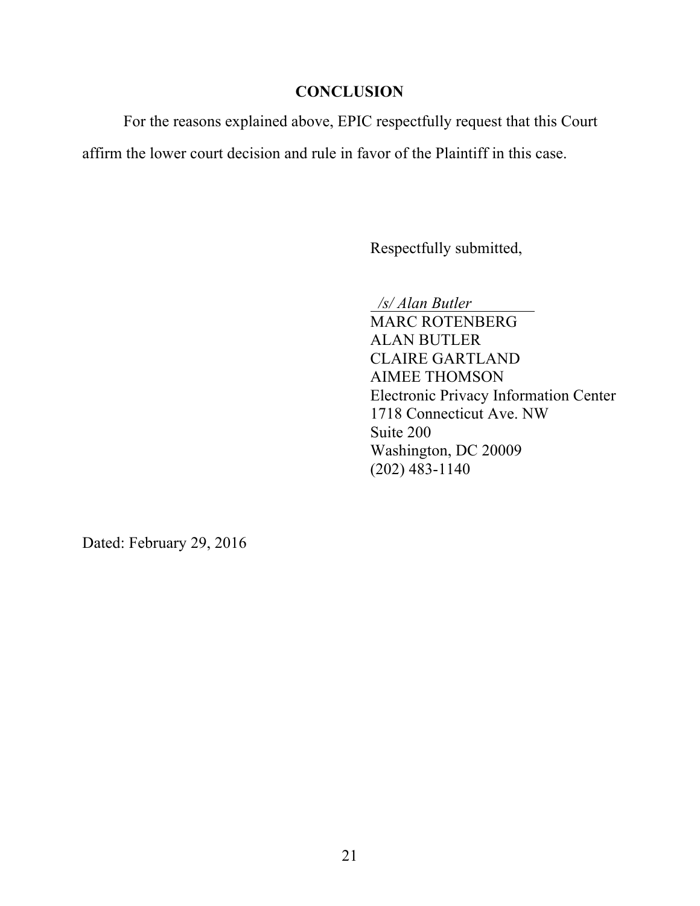## CONCLUSION

For the reasons explained above, EPIC respectfully request that this Court affirm the lower court decision and rule in favor of the Plaintiff in this case.

Respectfully submitted,

*/s/ Alan Butler*
MARC ROTENBERG
ALAN BUTLER
CLAIRE GARTLAND
AIMEE THOMSON
Electronic Privacy Information Center
1718 Connecticut Ave. NW
Suite 200
Washington, DC 20009
(202) 483-1140

Dated: February 29, 2016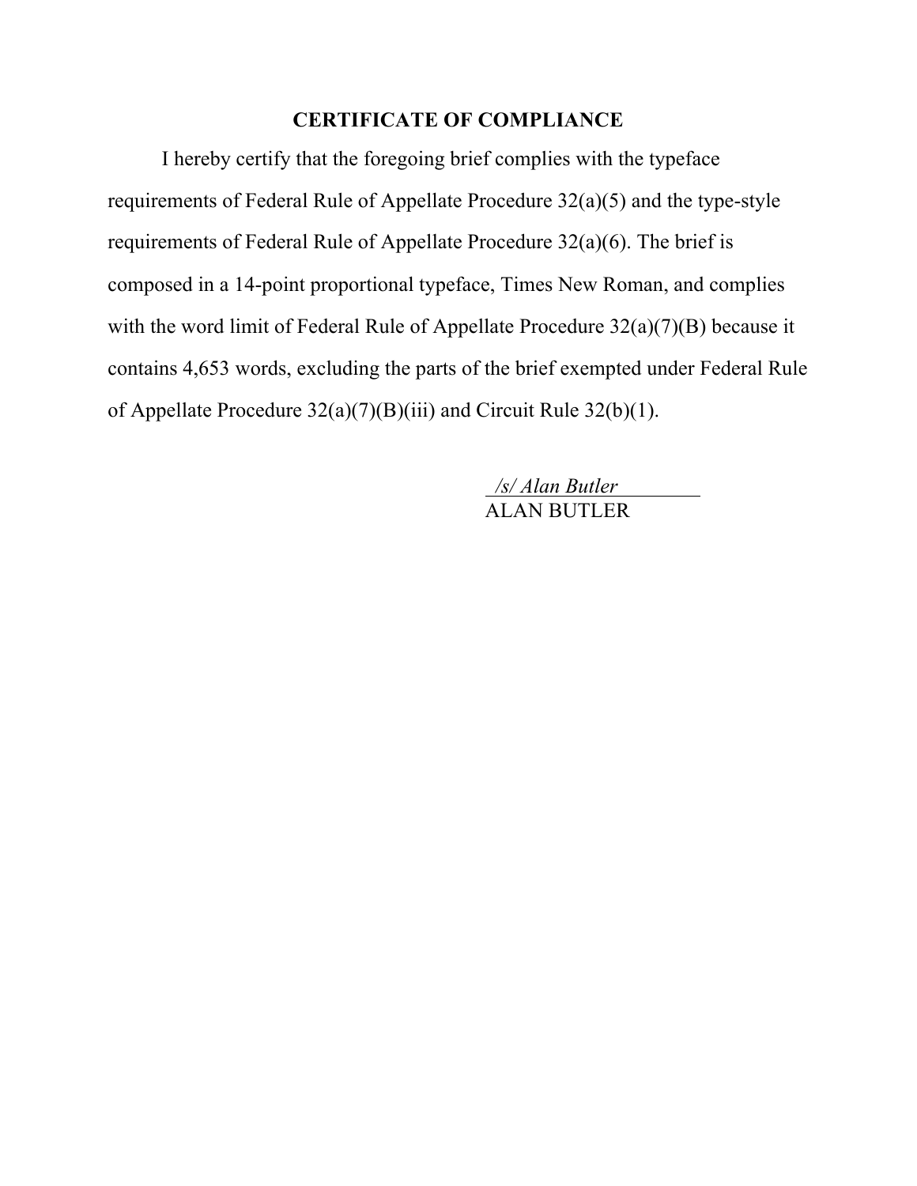## CERTIFICATE OF COMPLIANCE

I hereby certify that the foregoing brief complies with the typeface requirements of Federal Rule of Appellate Procedure 32(a)(5) and the type-style requirements of Federal Rule of Appellate Procedure 32(a)(6). The brief is composed in a 14-point proportional typeface, Times New Roman, and complies with the word limit of Federal Rule of Appellate Procedure 32(a)(7)(B) because it contains 4,653 words, excluding the parts of the brief exempted under Federal Rule of Appellate Procedure 32(a)(7)(B)(iii) and Circuit Rule 32(b)(1).

*/s/ Alan Butler*
ALAN BUTLER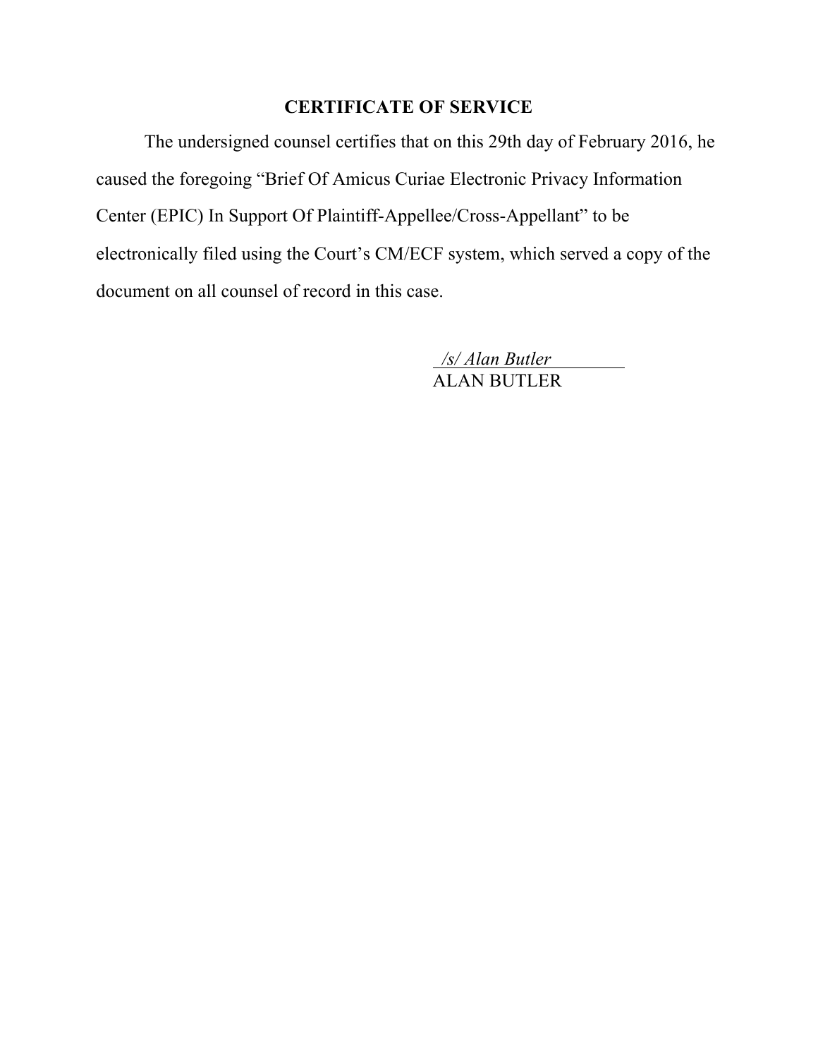## CERTIFICATE OF SERVICE

The undersigned counsel certifies that on this 29th day of February 2016, he caused the foregoing "Brief Of Amicus Curiae Electronic Privacy Information Center (EPIC) In Support Of Plaintiff-Appellee/Cross-Appellant" to be electronically filed using the Court's CM/ECF system, which served a copy of the document on all counsel of record in this case.

*/s/ Alan Butler*
ALAN BUTLER